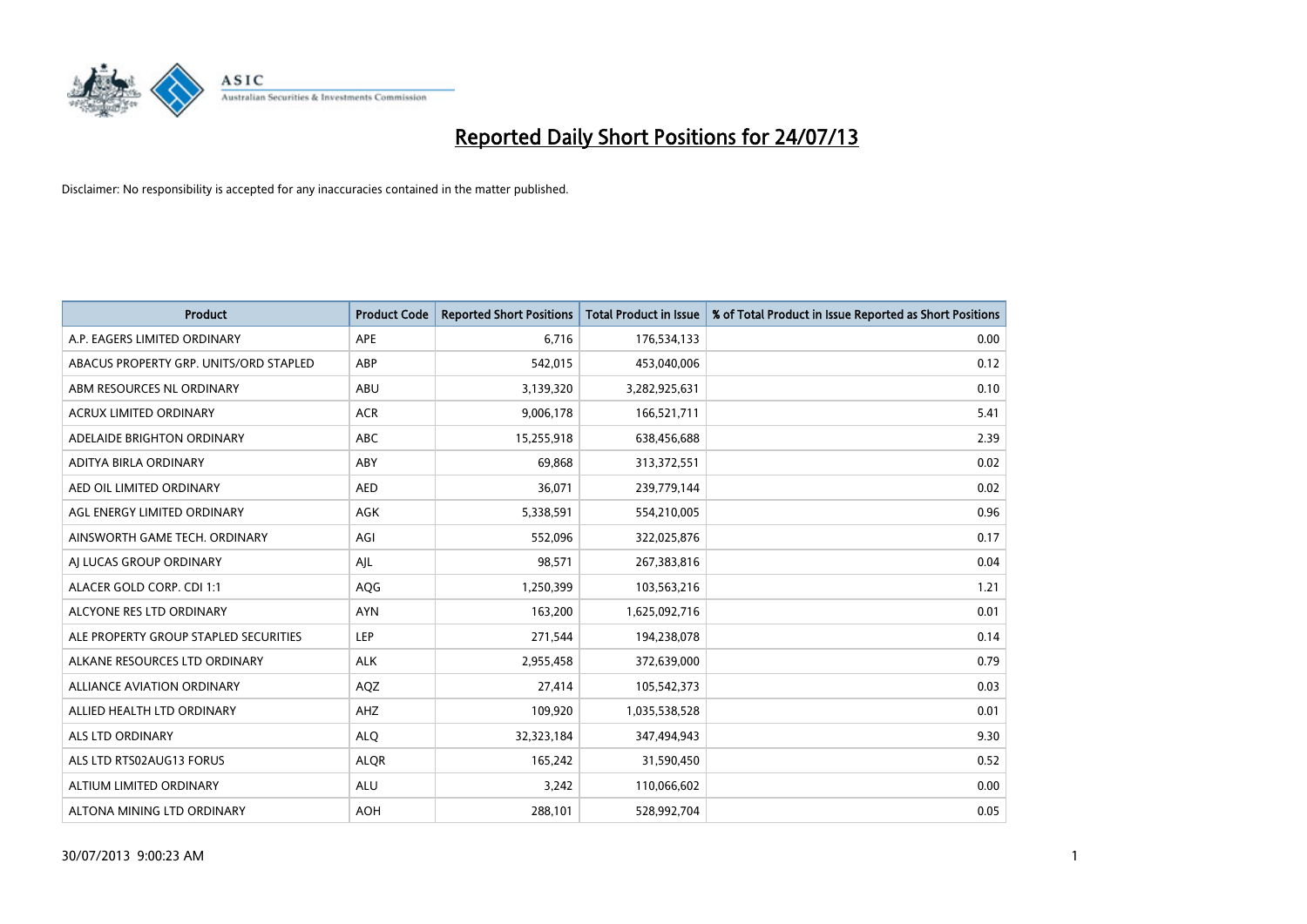# Reported Daily Short Positions for 24/07/13

Disclaimer: No responsibility is accepted for any inaccuracies contained in the matter published.

| Product | Product Code | Reported Short Positions | Total Product in Issue | % of Total Product in Issue Reported as Short Positions |
|---|---|---|---|---|
| A.P. EAGERS LIMITED ORDINARY | APE | 6,716 | 176,534,133 | 0.00 |
| ABACUS PROPERTY GRP. UNITS/ORD STAPLED | ABP | 542,015 | 453,040,006 | 0.12 |
| ABM RESOURCES NL ORDINARY | ABU | 3,139,320 | 3,282,925,631 | 0.10 |
| ACRUX LIMITED ORDINARY | ACR | 9,006,178 | 166,521,711 | 5.41 |
| ADELAIDE BRIGHTON ORDINARY | ABC | 15,255,918 | 638,456,688 | 2.39 |
| ADITYA BIRLA ORDINARY | ABY | 69,868 | 313,372,551 | 0.02 |
| AED OIL LIMITED ORDINARY | AED | 36,071 | 239,779,144 | 0.02 |
| AGL ENERGY LIMITED ORDINARY | AGK | 5,338,591 | 554,210,005 | 0.96 |
| AINSWORTH GAME TECH. ORDINARY | AGI | 552,096 | 322,025,876 | 0.17 |
| AJ LUCAS GROUP ORDINARY | AJL | 98,571 | 267,383,816 | 0.04 |
| ALACER GOLD CORP. CDI 1:1 | AQG | 1,250,399 | 103,563,216 | 1.21 |
| ALCYONE RES LTD ORDINARY | AYN | 163,200 | 1,625,092,716 | 0.01 |
| ALE PROPERTY GROUP STAPLED SECURITIES | LEP | 271,544 | 194,238,078 | 0.14 |
| ALKANE RESOURCES LTD ORDINARY | ALK | 2,955,458 | 372,639,000 | 0.79 |
| ALLIANCE AVIATION ORDINARY | AQZ | 27,414 | 105,542,373 | 0.03 |
| ALLIED HEALTH LTD ORDINARY | AHZ | 109,920 | 1,035,538,528 | 0.01 |
| ALS LTD ORDINARY | ALQ | 32,323,184 | 347,494,943 | 9.30 |
| ALS LTD RTS02AUG13 FORUS | ALQR | 165,242 | 31,590,450 | 0.52 |
| ALTIUM LIMITED ORDINARY | ALU | 3,242 | 110,066,602 | 0.00 |
| ALTONA MINING LTD ORDINARY | AOH | 288,101 | 528,992,704 | 0.05 |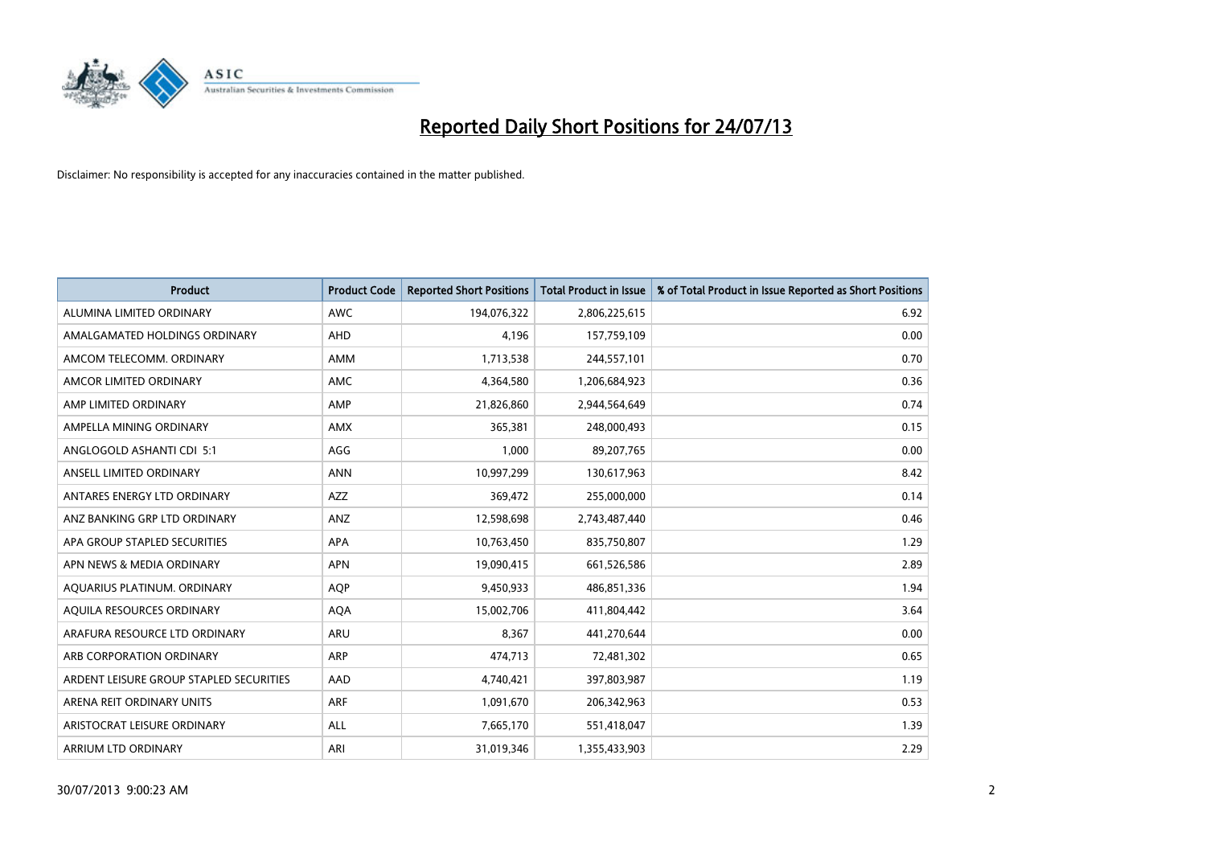# Reported Daily Short Positions for 24/07/13

Disclaimer: No responsibility is accepted for any inaccuracies contained in the matter published.

| Product | Product Code | Reported Short Positions | Total Product in Issue | % of Total Product in Issue Reported as Short Positions |
|---|---|---|---|---|
| ALUMINA LIMITED ORDINARY | AWC | 194,076,322 | 2,806,225,615 | 6.92 |
| AMALGAMATED HOLDINGS ORDINARY | AHD | 4,196 | 157,759,109 | 0.00 |
| AMCOM TELECOMM. ORDINARY | AMM | 1,713,538 | 244,557,101 | 0.70 |
| AMCOR LIMITED ORDINARY | AMC | 4,364,580 | 1,206,684,923 | 0.36 |
| AMP LIMITED ORDINARY | AMP | 21,826,860 | 2,944,564,649 | 0.74 |
| AMPELLA MINING ORDINARY | AMX | 365,381 | 248,000,493 | 0.15 |
| ANGLOGOLD ASHANTI CDI 5:1 | AGG | 1,000 | 89,207,765 | 0.00 |
| ANSELL LIMITED ORDINARY | ANN | 10,997,299 | 130,617,963 | 8.42 |
| ANTARES ENERGY LTD ORDINARY | AZZ | 369,472 | 255,000,000 | 0.14 |
| ANZ BANKING GRP LTD ORDINARY | ANZ | 12,598,698 | 2,743,487,440 | 0.46 |
| APA GROUP STAPLED SECURITIES | APA | 10,763,450 | 835,750,807 | 1.29 |
| APN NEWS & MEDIA ORDINARY | APN | 19,090,415 | 661,526,586 | 2.89 |
| AQUARIUS PLATINUM. ORDINARY | AQP | 9,450,933 | 486,851,336 | 1.94 |
| AQUILA RESOURCES ORDINARY | AQA | 15,002,706 | 411,804,442 | 3.64 |
| ARAFURA RESOURCE LTD ORDINARY | ARU | 8,367 | 441,270,644 | 0.00 |
| ARB CORPORATION ORDINARY | ARP | 474,713 | 72,481,302 | 0.65 |
| ARDENT LEISURE GROUP STAPLED SECURITIES | AAD | 4,740,421 | 397,803,987 | 1.19 |
| ARENA REIT ORDINARY UNITS | ARF | 1,091,670 | 206,342,963 | 0.53 |
| ARISTOCRAT LEISURE ORDINARY | ALL | 7,665,170 | 551,418,047 | 1.39 |
| ARRIUM LTD ORDINARY | ARI | 31,019,346 | 1,355,433,903 | 2.29 |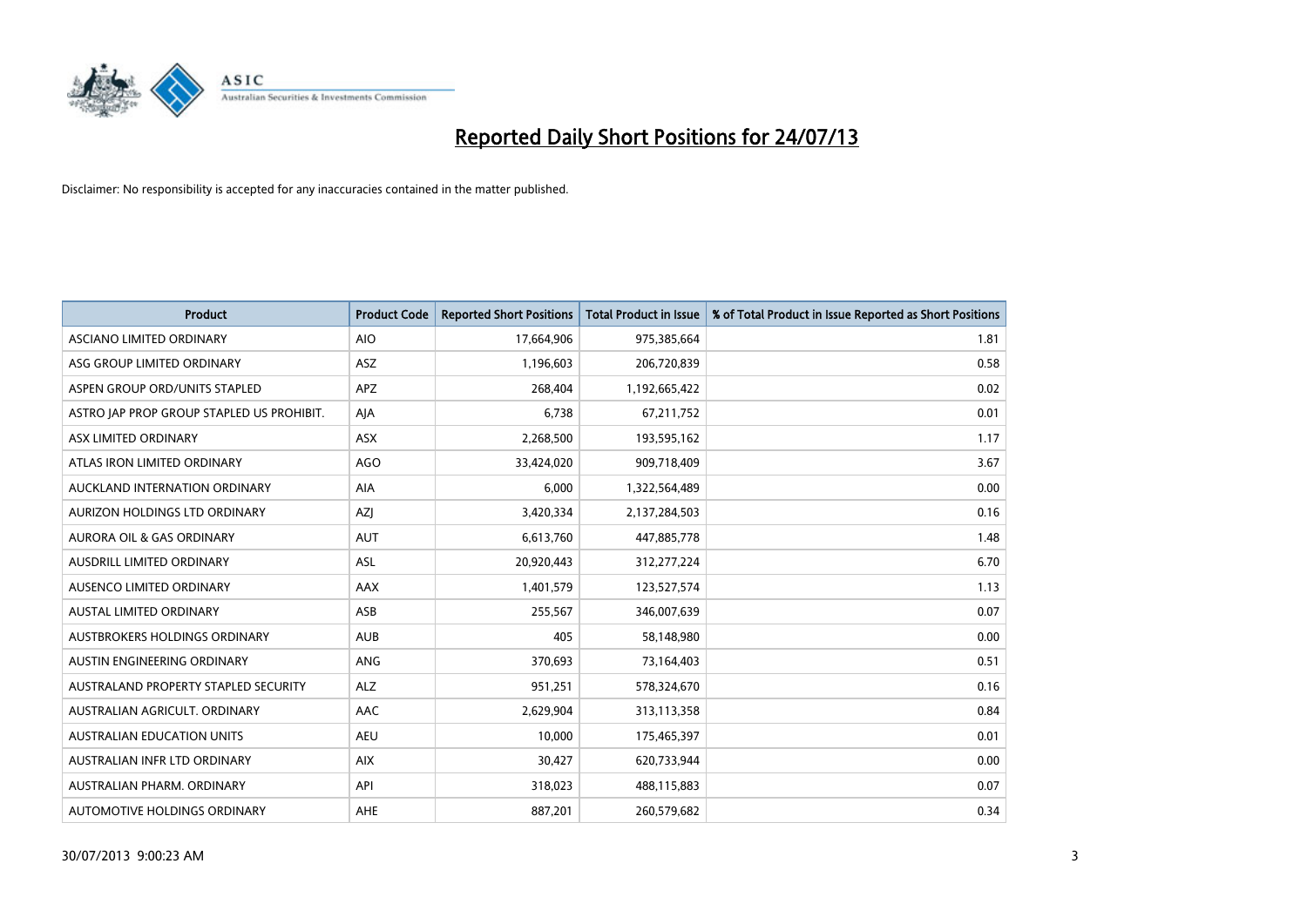# Reported Daily Short Positions for 24/07/13

Disclaimer: No responsibility is accepted for any inaccuracies contained in the matter published.

| Product | Product Code | Reported Short Positions | Total Product in Issue | % of Total Product in Issue Reported as Short Positions |
|---|---|---|---|---|
| ASCIANO LIMITED ORDINARY | AIO | 17,664,906 | 975,385,664 | 1.81 |
| ASG GROUP LIMITED ORDINARY | ASZ | 1,196,603 | 206,720,839 | 0.58 |
| ASPEN GROUP ORD/UNITS STAPLED | APZ | 268,404 | 1,192,665,422 | 0.02 |
| ASTRO JAP PROP GROUP STAPLED US PROHIBIT. | AJA | 6,738 | 67,211,752 | 0.01 |
| ASX LIMITED ORDINARY | ASX | 2,268,500 | 193,595,162 | 1.17 |
| ATLAS IRON LIMITED ORDINARY | AGO | 33,424,020 | 909,718,409 | 3.67 |
| AUCKLAND INTERNATION ORDINARY | AIA | 6,000 | 1,322,564,489 | 0.00 |
| AURIZON HOLDINGS LTD ORDINARY | AZJ | 3,420,334 | 2,137,284,503 | 0.16 |
| AURORA OIL & GAS ORDINARY | AUT | 6,613,760 | 447,885,778 | 1.48 |
| AUSDRILL LIMITED ORDINARY | ASL | 20,920,443 | 312,277,224 | 6.70 |
| AUSENCO LIMITED ORDINARY | AAX | 1,401,579 | 123,527,574 | 1.13 |
| AUSTAL LIMITED ORDINARY | ASB | 255,567 | 346,007,639 | 0.07 |
| AUSTBROKERS HOLDINGS ORDINARY | AUB | 405 | 58,148,980 | 0.00 |
| AUSTIN ENGINEERING ORDINARY | ANG | 370,693 | 73,164,403 | 0.51 |
| AUSTRALAND PROPERTY STAPLED SECURITY | ALZ | 951,251 | 578,324,670 | 0.16 |
| AUSTRALIAN AGRICULT. ORDINARY | AAC | 2,629,904 | 313,113,358 | 0.84 |
| AUSTRALIAN EDUCATION UNITS | AEU | 10,000 | 175,465,397 | 0.01 |
| AUSTRALIAN INFR LTD ORDINARY | AIX | 30,427 | 620,733,944 | 0.00 |
| AUSTRALIAN PHARM. ORDINARY | API | 318,023 | 488,115,883 | 0.07 |
| AUTOMOTIVE HOLDINGS ORDINARY | AHE | 887,201 | 260,579,682 | 0.34 |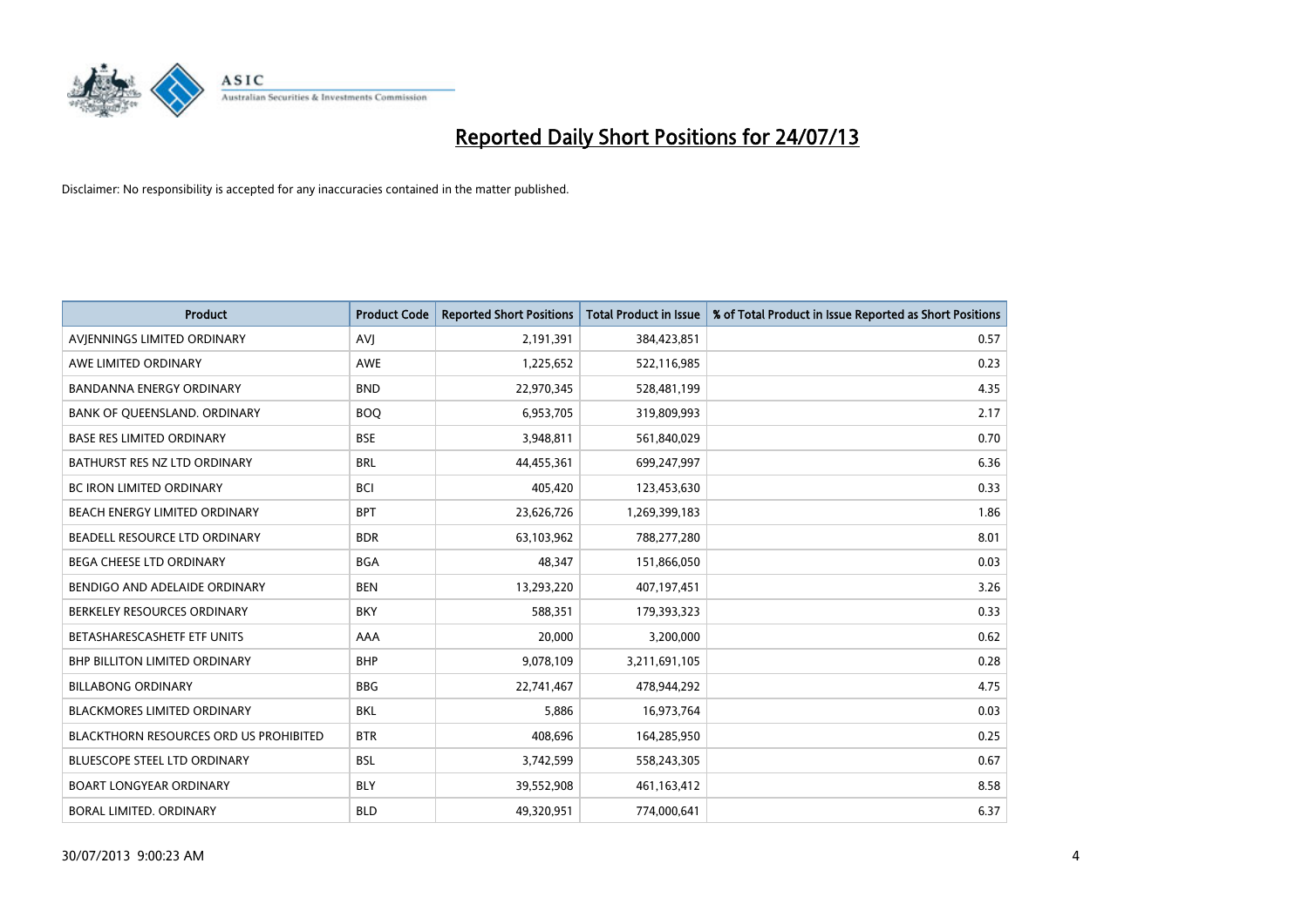# Reported Daily Short Positions for 24/07/13

Disclaimer: No responsibility is accepted for any inaccuracies contained in the matter published.

| Product | Product Code | Reported Short Positions | Total Product in Issue | % of Total Product in Issue Reported as Short Positions |
|---|---|---|---|---|
| AVJENNINGS LIMITED ORDINARY | AVJ | 2,191,391 | 384,423,851 | 0.57 |
| AWE LIMITED ORDINARY | AWE | 1,225,652 | 522,116,985 | 0.23 |
| BANDANNA ENERGY ORDINARY | BND | 22,970,345 | 528,481,199 | 4.35 |
| BANK OF QUEENSLAND. ORDINARY | BOQ | 6,953,705 | 319,809,993 | 2.17 |
| BASE RES LIMITED ORDINARY | BSE | 3,948,811 | 561,840,029 | 0.70 |
| BATHURST RES NZ LTD ORDINARY | BRL | 44,455,361 | 699,247,997 | 6.36 |
| BC IRON LIMITED ORDINARY | BCI | 405,420 | 123,453,630 | 0.33 |
| BEACH ENERGY LIMITED ORDINARY | BPT | 23,626,726 | 1,269,399,183 | 1.86 |
| BEADELL RESOURCE LTD ORDINARY | BDR | 63,103,962 | 788,277,280 | 8.01 |
| BEGA CHEESE LTD ORDINARY | BGA | 48,347 | 151,866,050 | 0.03 |
| BENDIGO AND ADELAIDE ORDINARY | BEN | 13,293,220 | 407,197,451 | 3.26 |
| BERKELEY RESOURCES ORDINARY | BKY | 588,351 | 179,393,323 | 0.33 |
| BETASHARESCASHETF ETF UNITS | AAA | 20,000 | 3,200,000 | 0.62 |
| BHP BILLITON LIMITED ORDINARY | BHP | 9,078,109 | 3,211,691,105 | 0.28 |
| BILLABONG ORDINARY | BBG | 22,741,467 | 478,944,292 | 4.75 |
| BLACKMORES LIMITED ORDINARY | BKL | 5,886 | 16,973,764 | 0.03 |
| BLACKTHORN RESOURCES ORD US PROHIBITED | BTR | 408,696 | 164,285,950 | 0.25 |
| BLUESCOPE STEEL LTD ORDINARY | BSL | 3,742,599 | 558,243,305 | 0.67 |
| BOART LONGYEAR ORDINARY | BLY | 39,552,908 | 461,163,412 | 8.58 |
| BORAL LIMITED. ORDINARY | BLD | 49,320,951 | 774,000,641 | 6.37 |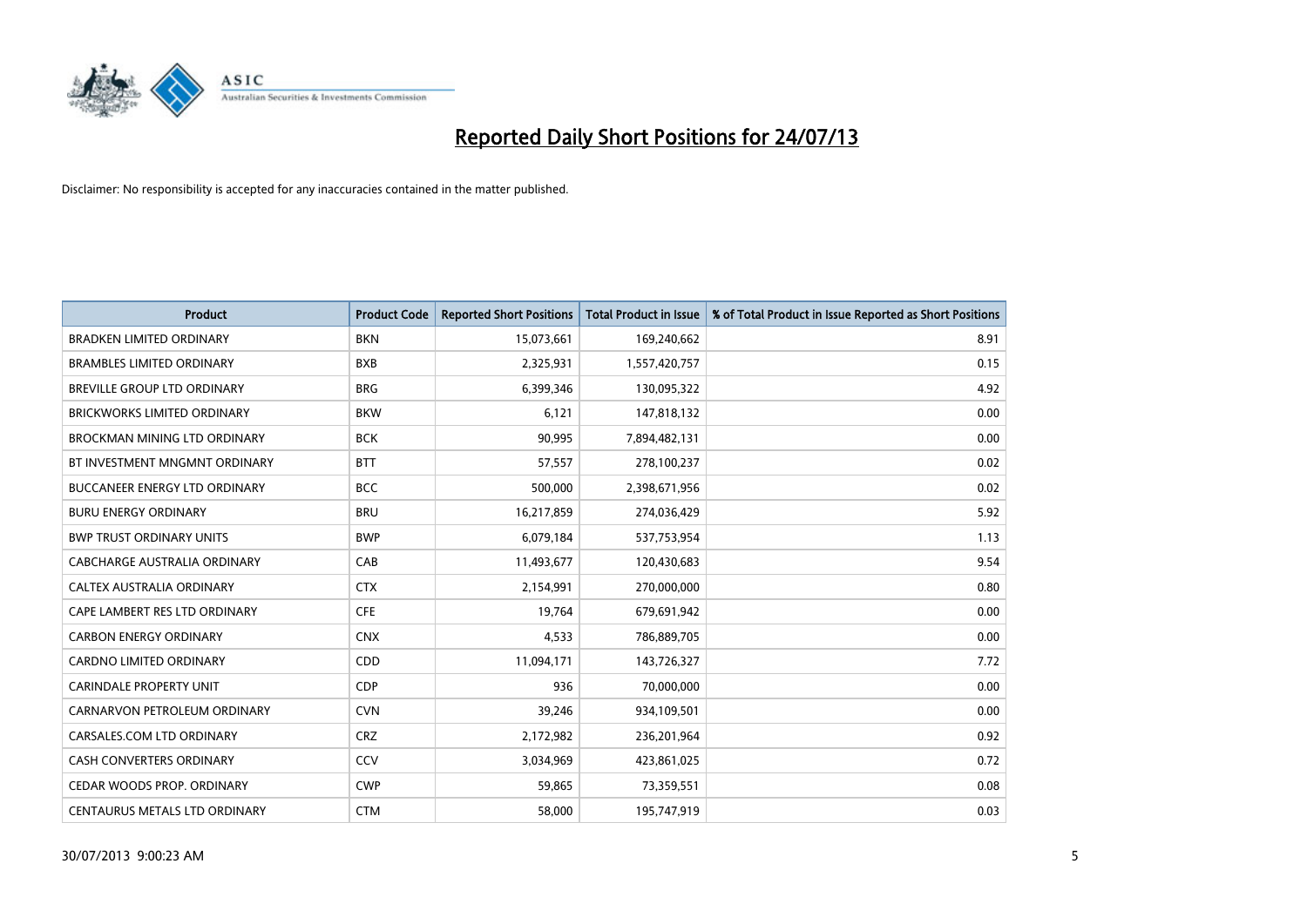# Reported Daily Short Positions for 24/07/13

Disclaimer: No responsibility is accepted for any inaccuracies contained in the matter published.

| Product | Product Code | Reported Short Positions | Total Product in Issue | % of Total Product in Issue Reported as Short Positions |
|---|---|---|---|---|
| BRADKEN LIMITED ORDINARY | BKN | 15,073,661 | 169,240,662 | 8.91 |
| BRAMBLES LIMITED ORDINARY | BXB | 2,325,931 | 1,557,420,757 | 0.15 |
| BREVILLE GROUP LTD ORDINARY | BRG | 6,399,346 | 130,095,322 | 4.92 |
| BRICKWORKS LIMITED ORDINARY | BKW | 6,121 | 147,818,132 | 0.00 |
| BROCKMAN MINING LTD ORDINARY | BCK | 90,995 | 7,894,482,131 | 0.00 |
| BT INVESTMENT MNGMNT ORDINARY | BTT | 57,557 | 278,100,237 | 0.02 |
| BUCCANEER ENERGY LTD ORDINARY | BCC | 500,000 | 2,398,671,956 | 0.02 |
| BURU ENERGY ORDINARY | BRU | 16,217,859 | 274,036,429 | 5.92 |
| BWP TRUST ORDINARY UNITS | BWP | 6,079,184 | 537,753,954 | 1.13 |
| CABCHARGE AUSTRALIA ORDINARY | CAB | 11,493,677 | 120,430,683 | 9.54 |
| CALTEX AUSTRALIA ORDINARY | CTX | 2,154,991 | 270,000,000 | 0.80 |
| CAPE LAMBERT RES LTD ORDINARY | CFE | 19,764 | 679,691,942 | 0.00 |
| CARBON ENERGY ORDINARY | CNX | 4,533 | 786,889,705 | 0.00 |
| CARDNO LIMITED ORDINARY | CDD | 11,094,171 | 143,726,327 | 7.72 |
| CARINDALE PROPERTY UNIT | CDP | 936 | 70,000,000 | 0.00 |
| CARNARVON PETROLEUM ORDINARY | CVN | 39,246 | 934,109,501 | 0.00 |
| CARSALES.COM LTD ORDINARY | CRZ | 2,172,982 | 236,201,964 | 0.92 |
| CASH CONVERTERS ORDINARY | CCV | 3,034,969 | 423,861,025 | 0.72 |
| CEDAR WOODS PROP. ORDINARY | CWP | 59,865 | 73,359,551 | 0.08 |
| CENTAURUS METALS LTD ORDINARY | CTM | 58,000 | 195,747,919 | 0.03 |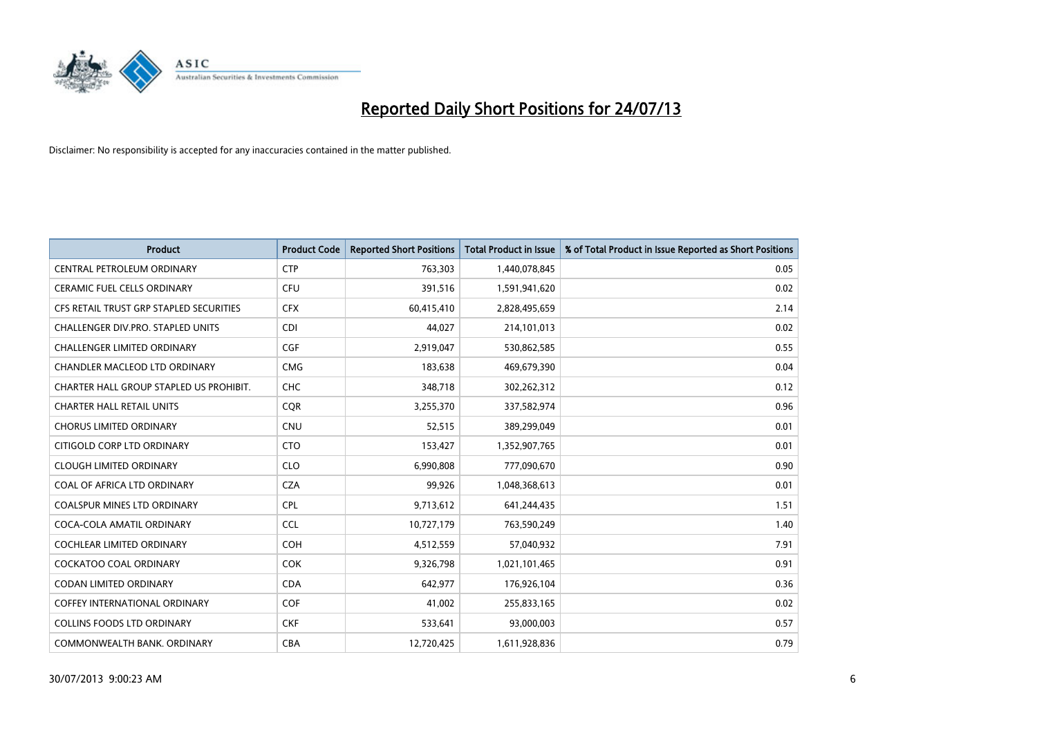# Reported Daily Short Positions for 24/07/13

Disclaimer: No responsibility is accepted for any inaccuracies contained in the matter published.

| Product | Product Code | Reported Short Positions | Total Product in Issue | % of Total Product in Issue Reported as Short Positions |
|---|---|---|---|---|
| CENTRAL PETROLEUM ORDINARY | CTP | 763,303 | 1,440,078,845 | 0.05 |
| CERAMIC FUEL CELLS ORDINARY | CFU | 391,516 | 1,591,941,620 | 0.02 |
| CFS RETAIL TRUST GRP STAPLED SECURITIES | CFX | 60,415,410 | 2,828,495,659 | 2.14 |
| CHALLENGER DIV.PRO. STAPLED UNITS | CDI | 44,027 | 214,101,013 | 0.02 |
| CHALLENGER LIMITED ORDINARY | CGF | 2,919,047 | 530,862,585 | 0.55 |
| CHANDLER MACLEOD LTD ORDINARY | CMG | 183,638 | 469,679,390 | 0.04 |
| CHARTER HALL GROUP STAPLED US PROHIBIT. | CHC | 348,718 | 302,262,312 | 0.12 |
| CHARTER HALL RETAIL UNITS | CQR | 3,255,370 | 337,582,974 | 0.96 |
| CHORUS LIMITED ORDINARY | CNU | 52,515 | 389,299,049 | 0.01 |
| CITIGOLD CORP LTD ORDINARY | CTO | 153,427 | 1,352,907,765 | 0.01 |
| CLOUGH LIMITED ORDINARY | CLO | 6,990,808 | 777,090,670 | 0.90 |
| COAL OF AFRICA LTD ORDINARY | CZA | 99,926 | 1,048,368,613 | 0.01 |
| COALSPUR MINES LTD ORDINARY | CPL | 9,713,612 | 641,244,435 | 1.51 |
| COCA-COLA AMATIL ORDINARY | CCL | 10,727,179 | 763,590,249 | 1.40 |
| COCHLEAR LIMITED ORDINARY | COH | 4,512,559 | 57,040,932 | 7.91 |
| COCKATOO COAL ORDINARY | COK | 9,326,798 | 1,021,101,465 | 0.91 |
| CODAN LIMITED ORDINARY | CDA | 642,977 | 176,926,104 | 0.36 |
| COFFEY INTERNATIONAL ORDINARY | COF | 41,002 | 255,833,165 | 0.02 |
| COLLINS FOODS LTD ORDINARY | CKF | 533,641 | 93,000,003 | 0.57 |
| COMMONWEALTH BANK. ORDINARY | CBA | 12,720,425 | 1,611,928,836 | 0.79 |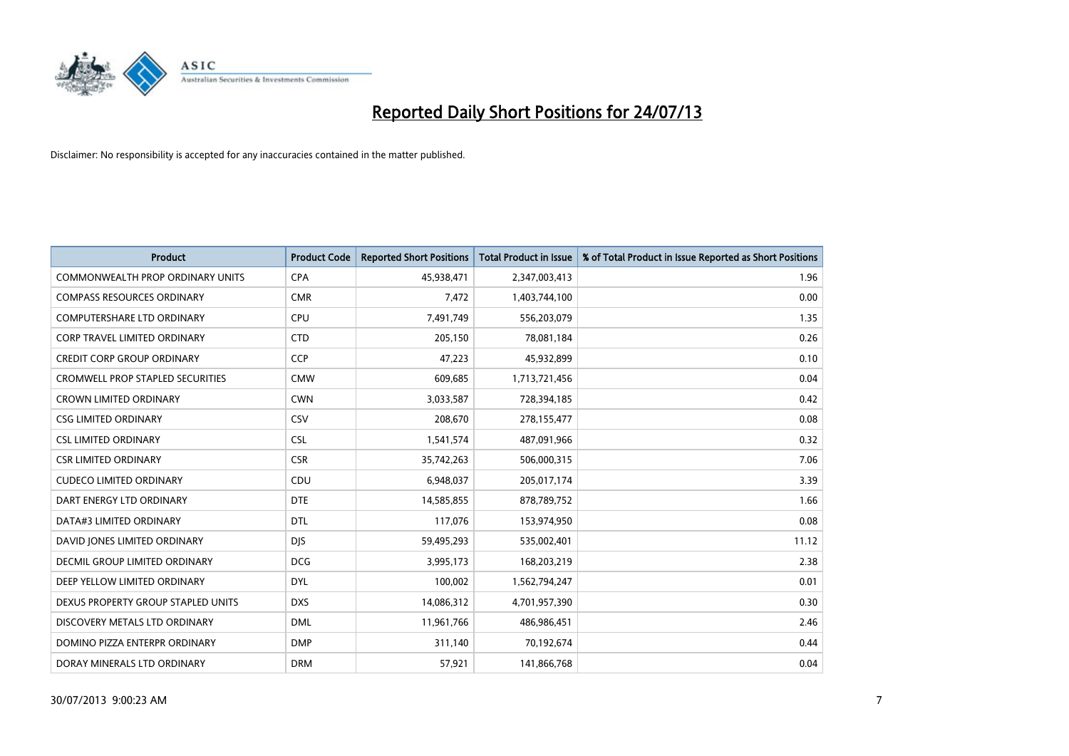# Reported Daily Short Positions for 24/07/13

Disclaimer: No responsibility is accepted for any inaccuracies contained in the matter published.

| Product | Product Code | Reported Short Positions | Total Product in Issue | % of Total Product in Issue Reported as Short Positions |
|---|---|---|---|---|
| COMMONWEALTH PROP ORDINARY UNITS | CPA | 45,938,471 | 2,347,003,413 | 1.96 |
| COMPASS RESOURCES ORDINARY | CMR | 7,472 | 1,403,744,100 | 0.00 |
| COMPUTERSHARE LTD ORDINARY | CPU | 7,491,749 | 556,203,079 | 1.35 |
| CORP TRAVEL LIMITED ORDINARY | CTD | 205,150 | 78,081,184 | 0.26 |
| CREDIT CORP GROUP ORDINARY | CCP | 47,223 | 45,932,899 | 0.10 |
| CROMWELL PROP STAPLED SECURITIES | CMW | 609,685 | 1,713,721,456 | 0.04 |
| CROWN LIMITED ORDINARY | CWN | 3,033,587 | 728,394,185 | 0.42 |
| CSG LIMITED ORDINARY | CSV | 208,670 | 278,155,477 | 0.08 |
| CSL LIMITED ORDINARY | CSL | 1,541,574 | 487,091,966 | 0.32 |
| CSR LIMITED ORDINARY | CSR | 35,742,263 | 506,000,315 | 7.06 |
| CUDECO LIMITED ORDINARY | CDU | 6,948,037 | 205,017,174 | 3.39 |
| DART ENERGY LTD ORDINARY | DTE | 14,585,855 | 878,789,752 | 1.66 |
| DATA#3 LIMITED ORDINARY | DTL | 117,076 | 153,974,950 | 0.08 |
| DAVID JONES LIMITED ORDINARY | DJS | 59,495,293 | 535,002,401 | 11.12 |
| DECMIL GROUP LIMITED ORDINARY | DCG | 3,995,173 | 168,203,219 | 2.38 |
| DEEP YELLOW LIMITED ORDINARY | DYL | 100,002 | 1,562,794,247 | 0.01 |
| DEXUS PROPERTY GROUP STAPLED UNITS | DXS | 14,086,312 | 4,701,957,390 | 0.30 |
| DISCOVERY METALS LTD ORDINARY | DML | 11,961,766 | 486,986,451 | 2.46 |
| DOMINO PIZZA ENTERPR ORDINARY | DMP | 311,140 | 70,192,674 | 0.44 |
| DORAY MINERALS LTD ORDINARY | DRM | 57,921 | 141,866,768 | 0.04 |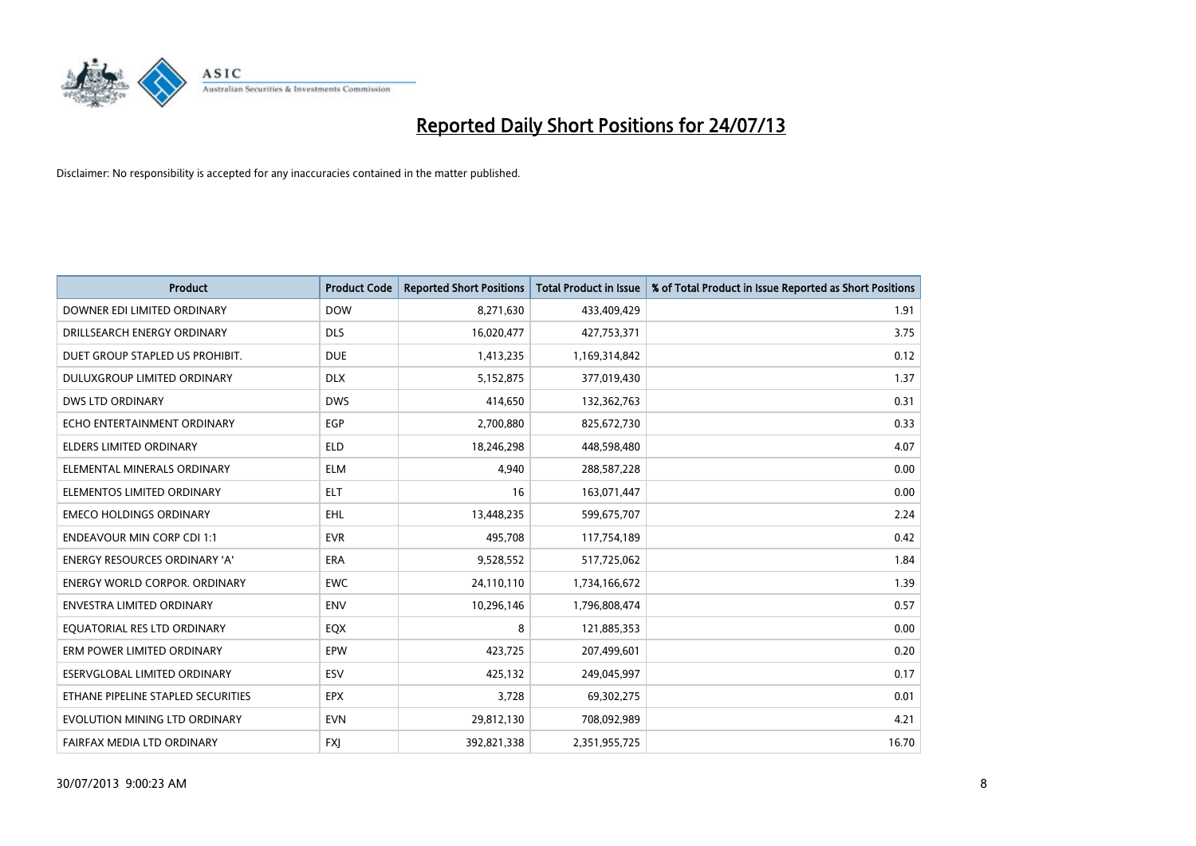# Reported Daily Short Positions for 24/07/13

Disclaimer: No responsibility is accepted for any inaccuracies contained in the matter published.

| Product | Product Code | Reported Short Positions | Total Product in Issue | % of Total Product in Issue Reported as Short Positions |
|---|---|---|---|---|
| DOWNER EDI LIMITED ORDINARY | DOW | 8,271,630 | 433,409,429 | 1.91 |
| DRILLSEARCH ENERGY ORDINARY | DLS | 16,020,477 | 427,753,371 | 3.75 |
| DUET GROUP STAPLED US PROHIBIT. | DUE | 1,413,235 | 1,169,314,842 | 0.12 |
| DULUXGROUP LIMITED ORDINARY | DLX | 5,152,875 | 377,019,430 | 1.37 |
| DWS LTD ORDINARY | DWS | 414,650 | 132,362,763 | 0.31 |
| ECHO ENTERTAINMENT ORDINARY | EGP | 2,700,880 | 825,672,730 | 0.33 |
| ELDERS LIMITED ORDINARY | ELD | 18,246,298 | 448,598,480 | 4.07 |
| ELEMENTAL MINERALS ORDINARY | ELM | 4,940 | 288,587,228 | 0.00 |
| ELEMENTOS LIMITED ORDINARY | ELT | 16 | 163,071,447 | 0.00 |
| EMECO HOLDINGS ORDINARY | EHL | 13,448,235 | 599,675,707 | 2.24 |
| ENDEAVOUR MIN CORP CDI 1:1 | EVR | 495,708 | 117,754,189 | 0.42 |
| ENERGY RESOURCES ORDINARY 'A' | ERA | 9,528,552 | 517,725,062 | 1.84 |
| ENERGY WORLD CORPOR. ORDINARY | EWC | 24,110,110 | 1,734,166,672 | 1.39 |
| ENVESTRA LIMITED ORDINARY | ENV | 10,296,146 | 1,796,808,474 | 0.57 |
| EQUATORIAL RES LTD ORDINARY | EQX | 8 | 121,885,353 | 0.00 |
| ERM POWER LIMITED ORDINARY | EPW | 423,725 | 207,499,601 | 0.20 |
| ESERVGLOBAL LIMITED ORDINARY | ESV | 425,132 | 249,045,997 | 0.17 |
| ETHANE PIPELINE STAPLED SECURITIES | EPX | 3,728 | 69,302,275 | 0.01 |
| EVOLUTION MINING LTD ORDINARY | EVN | 29,812,130 | 708,092,989 | 4.21 |
| FAIRFAX MEDIA LTD ORDINARY | FXJ | 392,821,338 | 2,351,955,725 | 16.70 |

30/07/2013 9:00:23 AM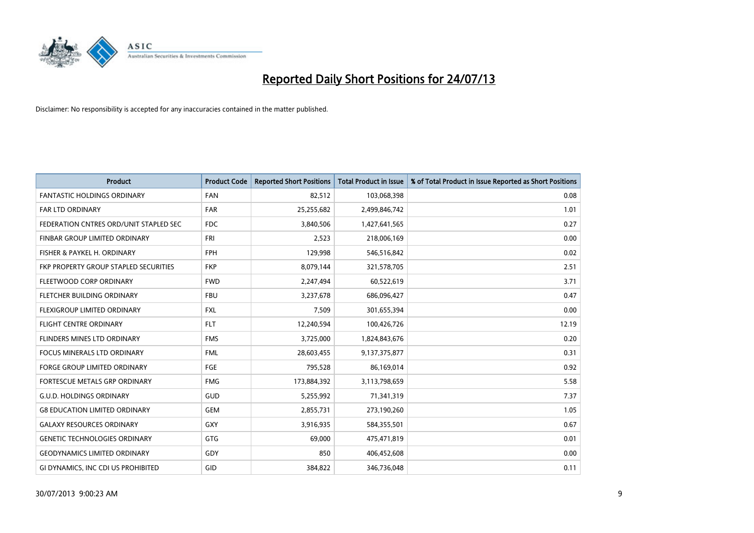# Reported Daily Short Positions for 24/07/13

Disclaimer: No responsibility is accepted for any inaccuracies contained in the matter published.

| Product | Product Code | Reported Short Positions | Total Product in Issue | % of Total Product in Issue Reported as Short Positions |
|---|---|---|---|---|
| FANTASTIC HOLDINGS ORDINARY | FAN | 82,512 | 103,068,398 | 0.08 |
| FAR LTD ORDINARY | FAR | 25,255,682 | 2,499,846,742 | 1.01 |
| FEDERATION CNTRES ORD/UNIT STAPLED SEC | FDC | 3,840,506 | 1,427,641,565 | 0.27 |
| FINBAR GROUP LIMITED ORDINARY | FRI | 2,523 | 218,006,169 | 0.00 |
| FISHER & PAYKEL H. ORDINARY | FPH | 129,998 | 546,516,842 | 0.02 |
| FKP PROPERTY GROUP STAPLED SECURITIES | FKP | 8,079,144 | 321,578,705 | 2.51 |
| FLEETWOOD CORP ORDINARY | FWD | 2,247,494 | 60,522,619 | 3.71 |
| FLETCHER BUILDING ORDINARY | FBU | 3,237,678 | 686,096,427 | 0.47 |
| FLEXIGROUP LIMITED ORDINARY | FXL | 7,509 | 301,655,394 | 0.00 |
| FLIGHT CENTRE ORDINARY | FLT | 12,240,594 | 100,426,726 | 12.19 |
| FLINDERS MINES LTD ORDINARY | FMS | 3,725,000 | 1,824,843,676 | 0.20 |
| FOCUS MINERALS LTD ORDINARY | FML | 28,603,455 | 9,137,375,877 | 0.31 |
| FORGE GROUP LIMITED ORDINARY | FGE | 795,528 | 86,169,014 | 0.92 |
| FORTESCUE METALS GRP ORDINARY | FMG | 173,884,392 | 3,113,798,659 | 5.58 |
| G.U.D. HOLDINGS ORDINARY | GUD | 5,255,992 | 71,341,319 | 7.37 |
| G8 EDUCATION LIMITED ORDINARY | GEM | 2,855,731 | 273,190,260 | 1.05 |
| GALAXY RESOURCES ORDINARY | GXY | 3,916,935 | 584,355,501 | 0.67 |
| GENETIC TECHNOLOGIES ORDINARY | GTG | 69,000 | 475,471,819 | 0.01 |
| GEODYNAMICS LIMITED ORDINARY | GDY | 850 | 406,452,608 | 0.00 |
| GI DYNAMICS, INC CDI US PROHIBITED | GID | 384,822 | 346,736,048 | 0.11 |

30/07/2013 9:00:23 AM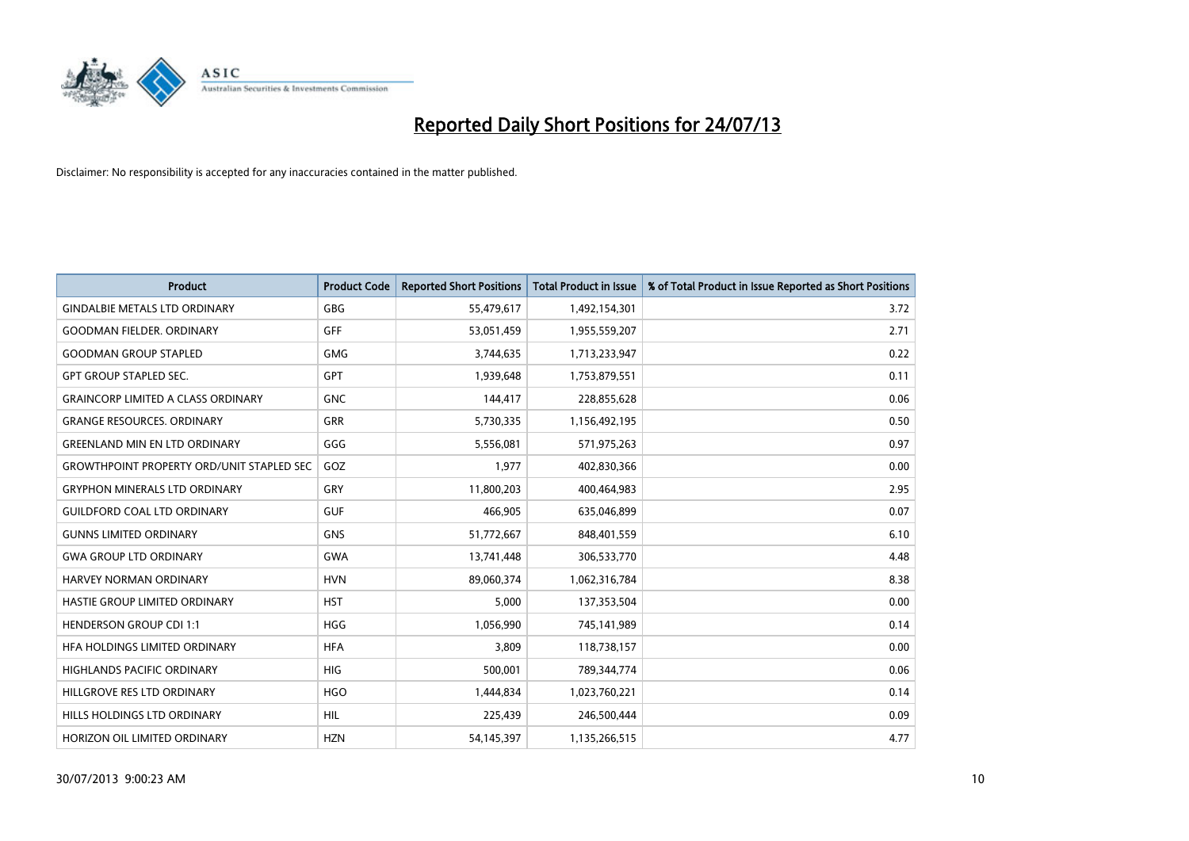# Reported Daily Short Positions for 24/07/13

Disclaimer: No responsibility is accepted for any inaccuracies contained in the matter published.

| Product | Product Code | Reported Short Positions | Total Product in Issue | % of Total Product in Issue Reported as Short Positions |
|---|---|---|---|---|
| GINDALBIE METALS LTD ORDINARY | GBG | 55,479,617 | 1,492,154,301 | 3.72 |
| GOODMAN FIELDER. ORDINARY | GFF | 53,051,459 | 1,955,559,207 | 2.71 |
| GOODMAN GROUP STAPLED | GMG | 3,744,635 | 1,713,233,947 | 0.22 |
| GPT GROUP STAPLED SEC. | GPT | 1,939,648 | 1,753,879,551 | 0.11 |
| GRAINCORP LIMITED A CLASS ORDINARY | GNC | 144,417 | 228,855,628 | 0.06 |
| GRANGE RESOURCES. ORDINARY | GRR | 5,730,335 | 1,156,492,195 | 0.50 |
| GREENLAND MIN EN LTD ORDINARY | GGG | 5,556,081 | 571,975,263 | 0.97 |
| GROWTHPOINT PROPERTY ORD/UNIT STAPLED SEC | GOZ | 1,977 | 402,830,366 | 0.00 |
| GRYPHON MINERALS LTD ORDINARY | GRY | 11,800,203 | 400,464,983 | 2.95 |
| GUILDFORD COAL LTD ORDINARY | GUF | 466,905 | 635,046,899 | 0.07 |
| GUNNS LIMITED ORDINARY | GNS | 51,772,667 | 848,401,559 | 6.10 |
| GWA GROUP LTD ORDINARY | GWA | 13,741,448 | 306,533,770 | 4.48 |
| HARVEY NORMAN ORDINARY | HVN | 89,060,374 | 1,062,316,784 | 8.38 |
| HASTIE GROUP LIMITED ORDINARY | HST | 5,000 | 137,353,504 | 0.00 |
| HENDERSON GROUP CDI 1:1 | HGG | 1,056,990 | 745,141,989 | 0.14 |
| HFA HOLDINGS LIMITED ORDINARY | HFA | 3,809 | 118,738,157 | 0.00 |
| HIGHLANDS PACIFIC ORDINARY | HIG | 500,001 | 789,344,774 | 0.06 |
| HILLGROVE RES LTD ORDINARY | HGO | 1,444,834 | 1,023,760,221 | 0.14 |
| HILLS HOLDINGS LTD ORDINARY | HIL | 225,439 | 246,500,444 | 0.09 |
| HORIZON OIL LIMITED ORDINARY | HZN | 54,145,397 | 1,135,266,515 | 4.77 |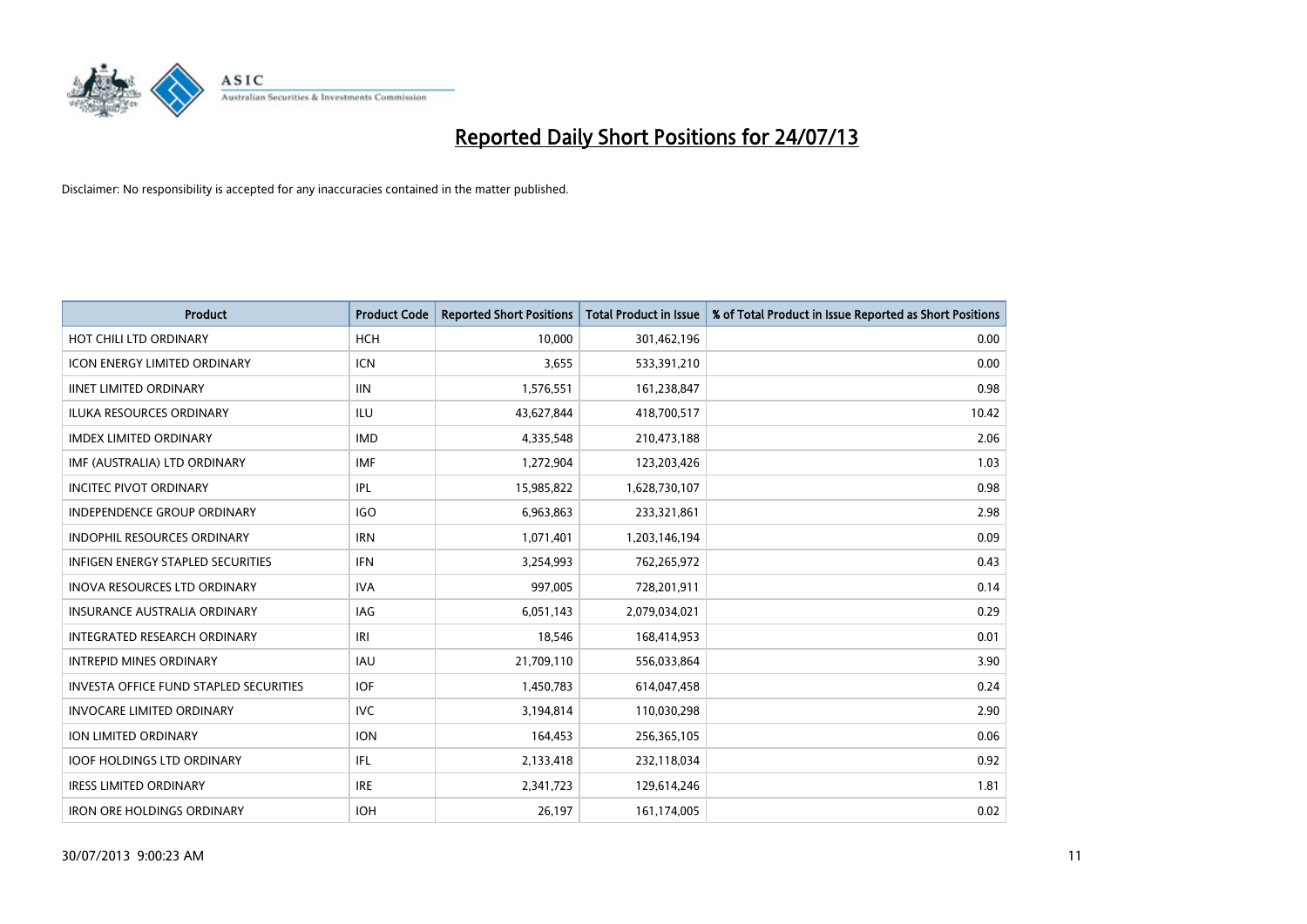# Reported Daily Short Positions for 24/07/13

Disclaimer: No responsibility is accepted for any inaccuracies contained in the matter published.

| Product | Product Code | Reported Short Positions | Total Product in Issue | % of Total Product in Issue Reported as Short Positions |
|---|---|---|---|---|
| HOT CHILI LTD ORDINARY | HCH | 10,000 | 301,462,196 | 0.00 |
| ICON ENERGY LIMITED ORDINARY | ICN | 3,655 | 533,391,210 | 0.00 |
| IINET LIMITED ORDINARY | IIN | 1,576,551 | 161,238,847 | 0.98 |
| ILUKA RESOURCES ORDINARY | ILU | 43,627,844 | 418,700,517 | 10.42 |
| IMDEX LIMITED ORDINARY | IMD | 4,335,548 | 210,473,188 | 2.06 |
| IMF (AUSTRALIA) LTD ORDINARY | IMF | 1,272,904 | 123,203,426 | 1.03 |
| INCITEC PIVOT ORDINARY | IPL | 15,985,822 | 1,628,730,107 | 0.98 |
| INDEPENDENCE GROUP ORDINARY | IGO | 6,963,863 | 233,321,861 | 2.98 |
| INDOPHIL RESOURCES ORDINARY | IRN | 1,071,401 | 1,203,146,194 | 0.09 |
| INFIGEN ENERGY STAPLED SECURITIES | IFN | 3,254,993 | 762,265,972 | 0.43 |
| INOVA RESOURCES LTD ORDINARY | IVA | 997,005 | 728,201,911 | 0.14 |
| INSURANCE AUSTRALIA ORDINARY | IAG | 6,051,143 | 2,079,034,021 | 0.29 |
| INTEGRATED RESEARCH ORDINARY | IRI | 18,546 | 168,414,953 | 0.01 |
| INTREPID MINES ORDINARY | IAU | 21,709,110 | 556,033,864 | 3.90 |
| INVESTA OFFICE FUND STAPLED SECURITIES | IOF | 1,450,783 | 614,047,458 | 0.24 |
| INVOCARE LIMITED ORDINARY | IVC | 3,194,814 | 110,030,298 | 2.90 |
| ION LIMITED ORDINARY | ION | 164,453 | 256,365,105 | 0.06 |
| IOOF HOLDINGS LTD ORDINARY | IFL | 2,133,418 | 232,118,034 | 0.92 |
| IRESS LIMITED ORDINARY | IRE | 2,341,723 | 129,614,246 | 1.81 |
| IRON ORE HOLDINGS ORDINARY | IOH | 26,197 | 161,174,005 | 0.02 |

30/07/2013 9:00:23 AM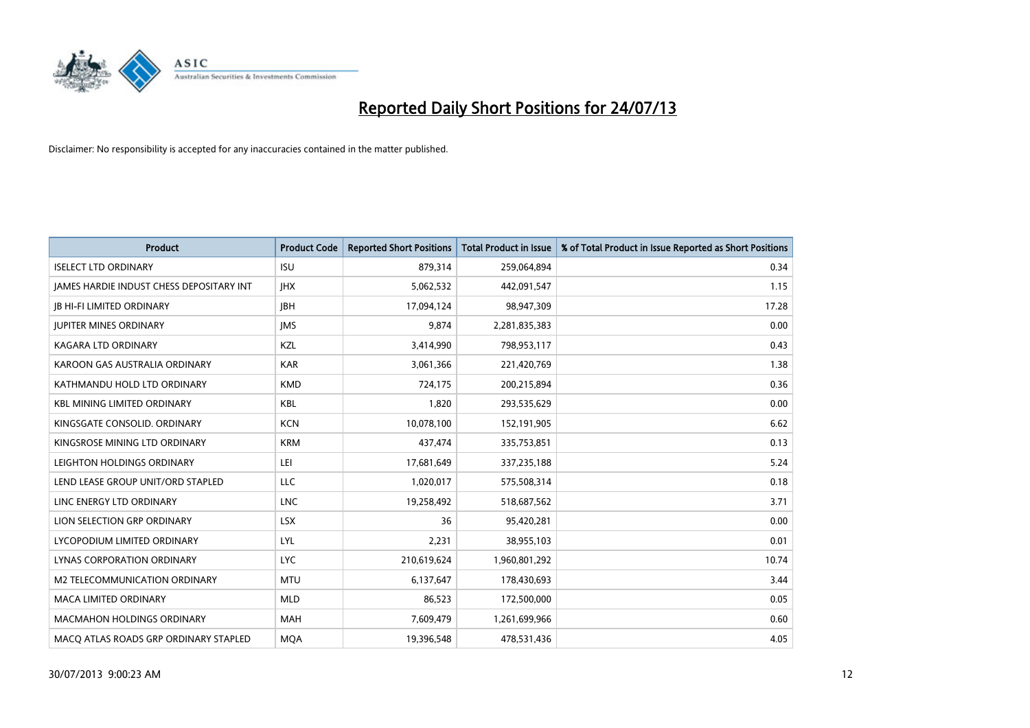# Reported Daily Short Positions for 24/07/13

Disclaimer: No responsibility is accepted for any inaccuracies contained in the matter published.

| Product | Product Code | Reported Short Positions | Total Product in Issue | % of Total Product in Issue Reported as Short Positions |
|---|---|---|---|---|
| ISELECT LTD ORDINARY | ISU | 879,314 | 259,064,894 | 0.34 |
| JAMES HARDIE INDUST CHESS DEPOSITARY INT | JHX | 5,062,532 | 442,091,547 | 1.15 |
| JB HI-FI LIMITED ORDINARY | JBH | 17,094,124 | 98,947,309 | 17.28 |
| JUPITER MINES ORDINARY | JMS | 9,874 | 2,281,835,383 | 0.00 |
| KAGARA LTD ORDINARY | KZL | 3,414,990 | 798,953,117 | 0.43 |
| KAROON GAS AUSTRALIA ORDINARY | KAR | 3,061,366 | 221,420,769 | 1.38 |
| KATHMANDU HOLD LTD ORDINARY | KMD | 724,175 | 200,215,894 | 0.36 |
| KBL MINING LIMITED ORDINARY | KBL | 1,820 | 293,535,629 | 0.00 |
| KINGSGATE CONSOLID. ORDINARY | KCN | 10,078,100 | 152,191,905 | 6.62 |
| KINGSROSE MINING LTD ORDINARY | KRM | 437,474 | 335,753,851 | 0.13 |
| LEIGHTON HOLDINGS ORDINARY | LEI | 17,681,649 | 337,235,188 | 5.24 |
| LEND LEASE GROUP UNIT/ORD STAPLED | LLC | 1,020,017 | 575,508,314 | 0.18 |
| LINC ENERGY LTD ORDINARY | LNC | 19,258,492 | 518,687,562 | 3.71 |
| LION SELECTION GRP ORDINARY | LSX | 36 | 95,420,281 | 0.00 |
| LYCOPODIUM LIMITED ORDINARY | LYL | 2,231 | 38,955,103 | 0.01 |
| LYNAS CORPORATION ORDINARY | LYC | 210,619,624 | 1,960,801,292 | 10.74 |
| M2 TELECOMMUNICATION ORDINARY | MTU | 6,137,647 | 178,430,693 | 3.44 |
| MACA LIMITED ORDINARY | MLD | 86,523 | 172,500,000 | 0.05 |
| MACMAHON HOLDINGS ORDINARY | MAH | 7,609,479 | 1,261,699,966 | 0.60 |
| MACQ ATLAS ROADS GRP ORDINARY STAPLED | MQA | 19,396,548 | 478,531,436 | 4.05 |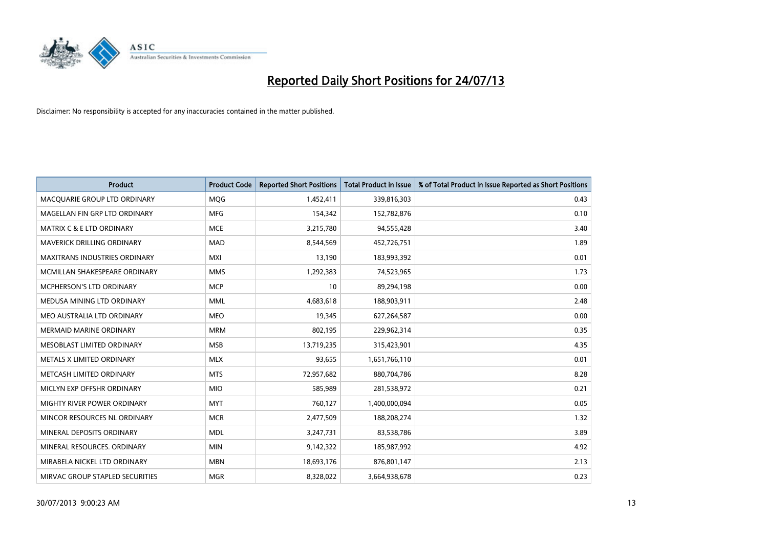# Reported Daily Short Positions for 24/07/13

Disclaimer: No responsibility is accepted for any inaccuracies contained in the matter published.

| Product | Product Code | Reported Short Positions | Total Product in Issue | % of Total Product in Issue Reported as Short Positions |
|---|---|---|---|---|
| MACQUARIE GROUP LTD ORDINARY | MQG | 1,452,411 | 339,816,303 | 0.43 |
| MAGELLAN FIN GRP LTD ORDINARY | MFG | 154,342 | 152,782,876 | 0.10 |
| MATRIX C & E LTD ORDINARY | MCE | 3,215,780 | 94,555,428 | 3.40 |
| MAVERICK DRILLING ORDINARY | MAD | 8,544,569 | 452,726,751 | 1.89 |
| MAXITRANS INDUSTRIES ORDINARY | MXI | 13,190 | 183,993,392 | 0.01 |
| MCMILLAN SHAKESPEARE ORDINARY | MMS | 1,292,383 | 74,523,965 | 1.73 |
| MCPHERSON'S LTD ORDINARY | MCP | 10 | 89,294,198 | 0.00 |
| MEDUSA MINING LTD ORDINARY | MML | 4,683,618 | 188,903,911 | 2.48 |
| MEO AUSTRALIA LTD ORDINARY | MEO | 19,345 | 627,264,587 | 0.00 |
| MERMAID MARINE ORDINARY | MRM | 802,195 | 229,962,314 | 0.35 |
| MESOBLAST LIMITED ORDINARY | MSB | 13,719,235 | 315,423,901 | 4.35 |
| METALS X LIMITED ORDINARY | MLX | 93,655 | 1,651,766,110 | 0.01 |
| METCASH LIMITED ORDINARY | MTS | 72,957,682 | 880,704,786 | 8.28 |
| MICLYN EXP OFFSHR ORDINARY | MIO | 585,989 | 281,538,972 | 0.21 |
| MIGHTY RIVER POWER ORDINARY | MYT | 760,127 | 1,400,000,094 | 0.05 |
| MINCOR RESOURCES NL ORDINARY | MCR | 2,477,509 | 188,208,274 | 1.32 |
| MINERAL DEPOSITS ORDINARY | MDL | 3,247,731 | 83,538,786 | 3.89 |
| MINERAL RESOURCES. ORDINARY | MIN | 9,142,322 | 185,987,992 | 4.92 |
| MIRABELA NICKEL LTD ORDINARY | MBN | 18,693,176 | 876,801,147 | 2.13 |
| MIRVAC GROUP STAPLED SECURITIES | MGR | 8,328,022 | 3,664,938,678 | 0.23 |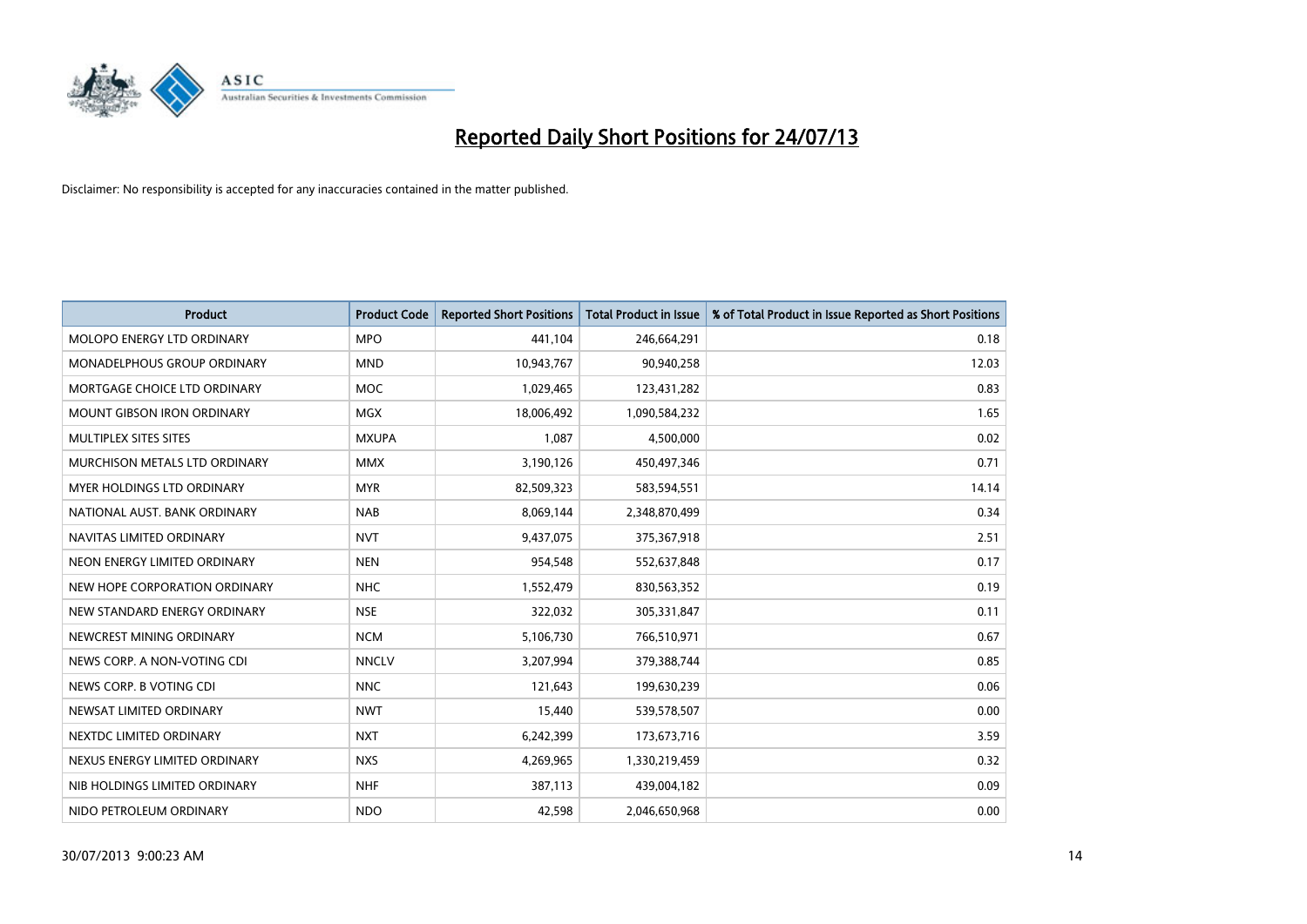# Reported Daily Short Positions for 24/07/13

Disclaimer: No responsibility is accepted for any inaccuracies contained in the matter published.

| Product | Product Code | Reported Short Positions | Total Product in Issue | % of Total Product in Issue Reported as Short Positions |
|---|---|---|---|---|
| MOLOPO ENERGY LTD ORDINARY | MPO | 441,104 | 246,664,291 | 0.18 |
| MONADELPHOUS GROUP ORDINARY | MND | 10,943,767 | 90,940,258 | 12.03 |
| MORTGAGE CHOICE LTD ORDINARY | MOC | 1,029,465 | 123,431,282 | 0.83 |
| MOUNT GIBSON IRON ORDINARY | MGX | 18,006,492 | 1,090,584,232 | 1.65 |
| MULTIPLEX SITES SITES | MXUPA | 1,087 | 4,500,000 | 0.02 |
| MURCHISON METALS LTD ORDINARY | MMX | 3,190,126 | 450,497,346 | 0.71 |
| MYER HOLDINGS LTD ORDINARY | MYR | 82,509,323 | 583,594,551 | 14.14 |
| NATIONAL AUST. BANK ORDINARY | NAB | 8,069,144 | 2,348,870,499 | 0.34 |
| NAVITAS LIMITED ORDINARY | NVT | 9,437,075 | 375,367,918 | 2.51 |
| NEON ENERGY LIMITED ORDINARY | NEN | 954,548 | 552,637,848 | 0.17 |
| NEW HOPE CORPORATION ORDINARY | NHC | 1,552,479 | 830,563,352 | 0.19 |
| NEW STANDARD ENERGY ORDINARY | NSE | 322,032 | 305,331,847 | 0.11 |
| NEWCREST MINING ORDINARY | NCM | 5,106,730 | 766,510,971 | 0.67 |
| NEWS CORP. A NON-VOTING CDI | NNCLV | 3,207,994 | 379,388,744 | 0.85 |
| NEWS CORP. B VOTING CDI | NNC | 121,643 | 199,630,239 | 0.06 |
| NEWSAT LIMITED ORDINARY | NWT | 15,440 | 539,578,507 | 0.00 |
| NEXTDC LIMITED ORDINARY | NXT | 6,242,399 | 173,673,716 | 3.59 |
| NEXUS ENERGY LIMITED ORDINARY | NXS | 4,269,965 | 1,330,219,459 | 0.32 |
| NIB HOLDINGS LIMITED ORDINARY | NHF | 387,113 | 439,004,182 | 0.09 |
| NIDO PETROLEUM ORDINARY | NDO | 42,598 | 2,046,650,968 | 0.00 |

30/07/2013 9:00:23 AM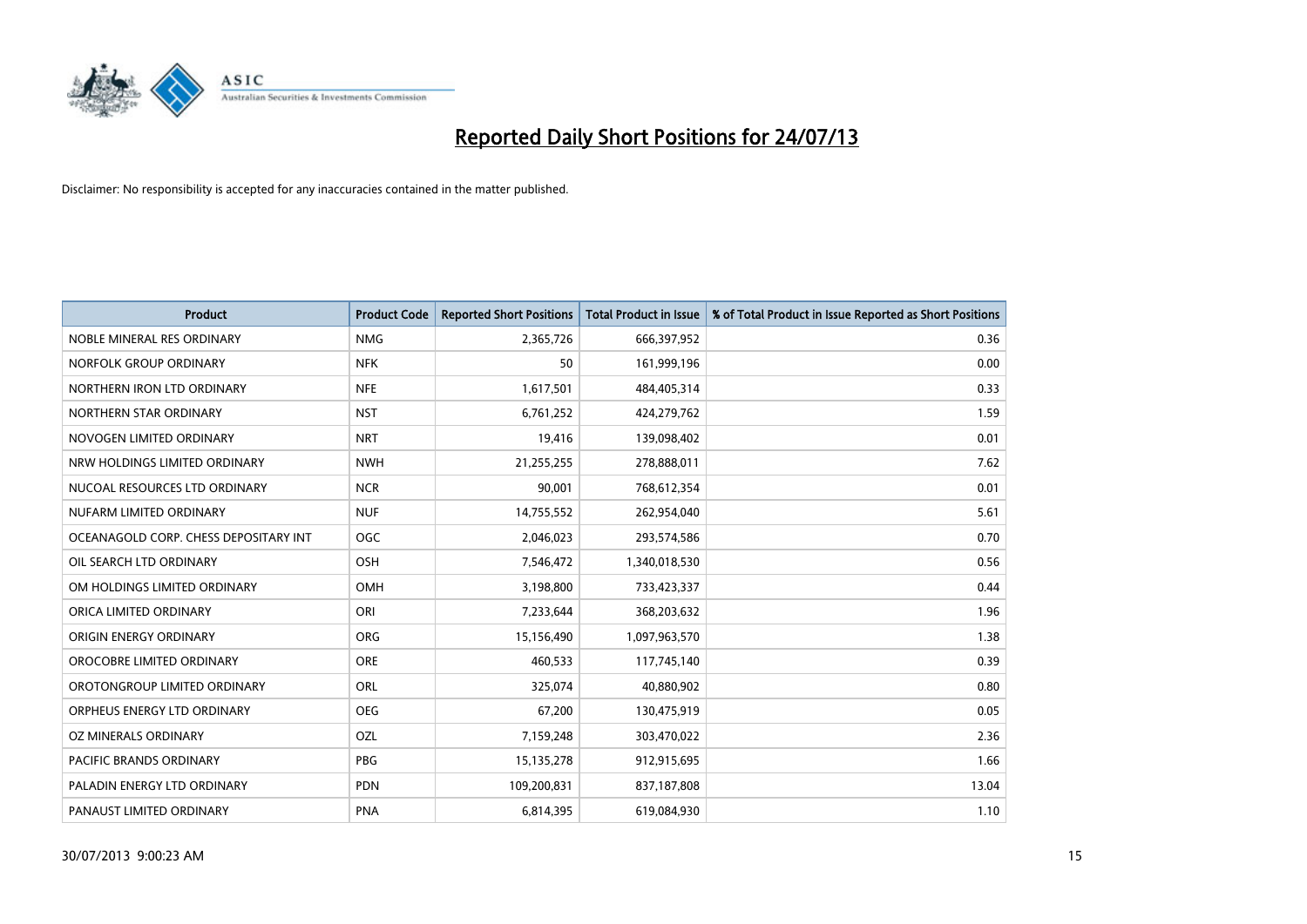# Reported Daily Short Positions for 24/07/13

Disclaimer: No responsibility is accepted for any inaccuracies contained in the matter published.

| Product | Product Code | Reported Short Positions | Total Product in Issue | % of Total Product in Issue Reported as Short Positions |
|---|---|---|---|---|
| NOBLE MINERAL RES ORDINARY | NMG | 2,365,726 | 666,397,952 | 0.36 |
| NORFOLK GROUP ORDINARY | NFK | 50 | 161,999,196 | 0.00 |
| NORTHERN IRON LTD ORDINARY | NFE | 1,617,501 | 484,405,314 | 0.33 |
| NORTHERN STAR ORDINARY | NST | 6,761,252 | 424,279,762 | 1.59 |
| NOVOGEN LIMITED ORDINARY | NRT | 19,416 | 139,098,402 | 0.01 |
| NRW HOLDINGS LIMITED ORDINARY | NWH | 21,255,255 | 278,888,011 | 7.62 |
| NUCOAL RESOURCES LTD ORDINARY | NCR | 90,001 | 768,612,354 | 0.01 |
| NUFARM LIMITED ORDINARY | NUF | 14,755,552 | 262,954,040 | 5.61 |
| OCEANAGOLD CORP. CHESS DEPOSITARY INT | OGC | 2,046,023 | 293,574,586 | 0.70 |
| OIL SEARCH LTD ORDINARY | OSH | 7,546,472 | 1,340,018,530 | 0.56 |
| OM HOLDINGS LIMITED ORDINARY | OMH | 3,198,800 | 733,423,337 | 0.44 |
| ORICA LIMITED ORDINARY | ORI | 7,233,644 | 368,203,632 | 1.96 |
| ORIGIN ENERGY ORDINARY | ORG | 15,156,490 | 1,097,963,570 | 1.38 |
| OROCOBRE LIMITED ORDINARY | ORE | 460,533 | 117,745,140 | 0.39 |
| OROTONGROUP LIMITED ORDINARY | ORL | 325,074 | 40,880,902 | 0.80 |
| ORPHEUS ENERGY LTD ORDINARY | OEG | 67,200 | 130,475,919 | 0.05 |
| OZ MINERALS ORDINARY | OZL | 7,159,248 | 303,470,022 | 2.36 |
| PACIFIC BRANDS ORDINARY | PBG | 15,135,278 | 912,915,695 | 1.66 |
| PALADIN ENERGY LTD ORDINARY | PDN | 109,200,831 | 837,187,808 | 13.04 |
| PANAUST LIMITED ORDINARY | PNA | 6,814,395 | 619,084,930 | 1.10 |

30/07/2013 9:00:23 AM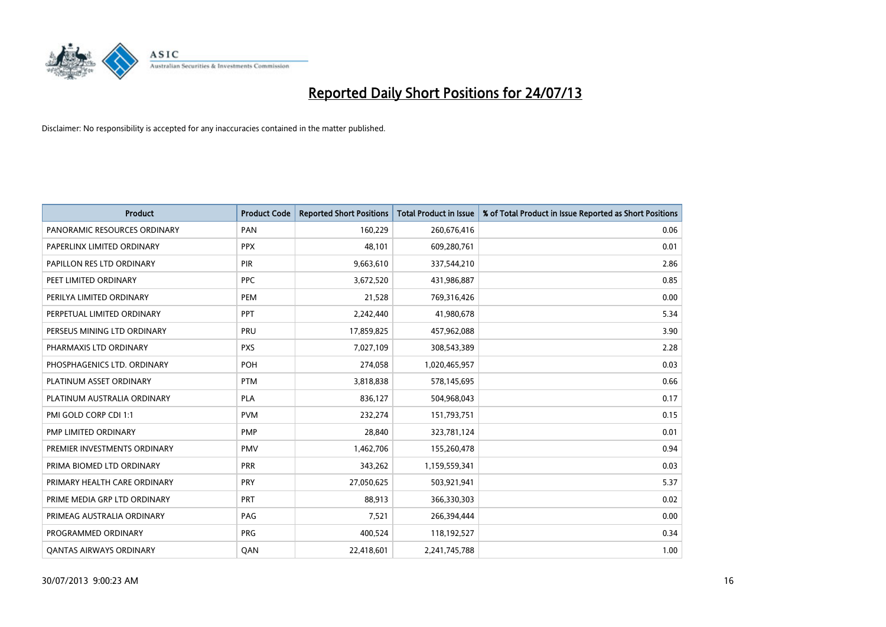# Reported Daily Short Positions for 24/07/13

Disclaimer: No responsibility is accepted for any inaccuracies contained in the matter published.

| Product | Product Code | Reported Short Positions | Total Product in Issue | % of Total Product in Issue Reported as Short Positions |
|---|---|---|---|---|
| PANORAMIC RESOURCES ORDINARY | PAN | 160,229 | 260,676,416 | 0.06 |
| PAPERLINX LIMITED ORDINARY | PPX | 48,101 | 609,280,761 | 0.01 |
| PAPILLON RES LTD ORDINARY | PIR | 9,663,610 | 337,544,210 | 2.86 |
| PEET LIMITED ORDINARY | PPC | 3,672,520 | 431,986,887 | 0.85 |
| PERILYA LIMITED ORDINARY | PEM | 21,528 | 769,316,426 | 0.00 |
| PERPETUAL LIMITED ORDINARY | PPT | 2,242,440 | 41,980,678 | 5.34 |
| PERSEUS MINING LTD ORDINARY | PRU | 17,859,825 | 457,962,088 | 3.90 |
| PHARMAXIS LTD ORDINARY | PXS | 7,027,109 | 308,543,389 | 2.28 |
| PHOSPHAGENICS LTD. ORDINARY | POH | 274,058 | 1,020,465,957 | 0.03 |
| PLATINUM ASSET ORDINARY | PTM | 3,818,838 | 578,145,695 | 0.66 |
| PLATINUM AUSTRALIA ORDINARY | PLA | 836,127 | 504,968,043 | 0.17 |
| PMI GOLD CORP CDI 1:1 | PVM | 232,274 | 151,793,751 | 0.15 |
| PMP LIMITED ORDINARY | PMP | 28,840 | 323,781,124 | 0.01 |
| PREMIER INVESTMENTS ORDINARY | PMV | 1,462,706 | 155,260,478 | 0.94 |
| PRIMA BIOMED LTD ORDINARY | PRR | 343,262 | 1,159,559,341 | 0.03 |
| PRIMARY HEALTH CARE ORDINARY | PRY | 27,050,625 | 503,921,941 | 5.37 |
| PRIME MEDIA GRP LTD ORDINARY | PRT | 88,913 | 366,330,303 | 0.02 |
| PRIMEAG AUSTRALIA ORDINARY | PAG | 7,521 | 266,394,444 | 0.00 |
| PROGRAMMED ORDINARY | PRG | 400,524 | 118,192,527 | 0.34 |
| QANTAS AIRWAYS ORDINARY | QAN | 22,418,601 | 2,241,745,788 | 1.00 |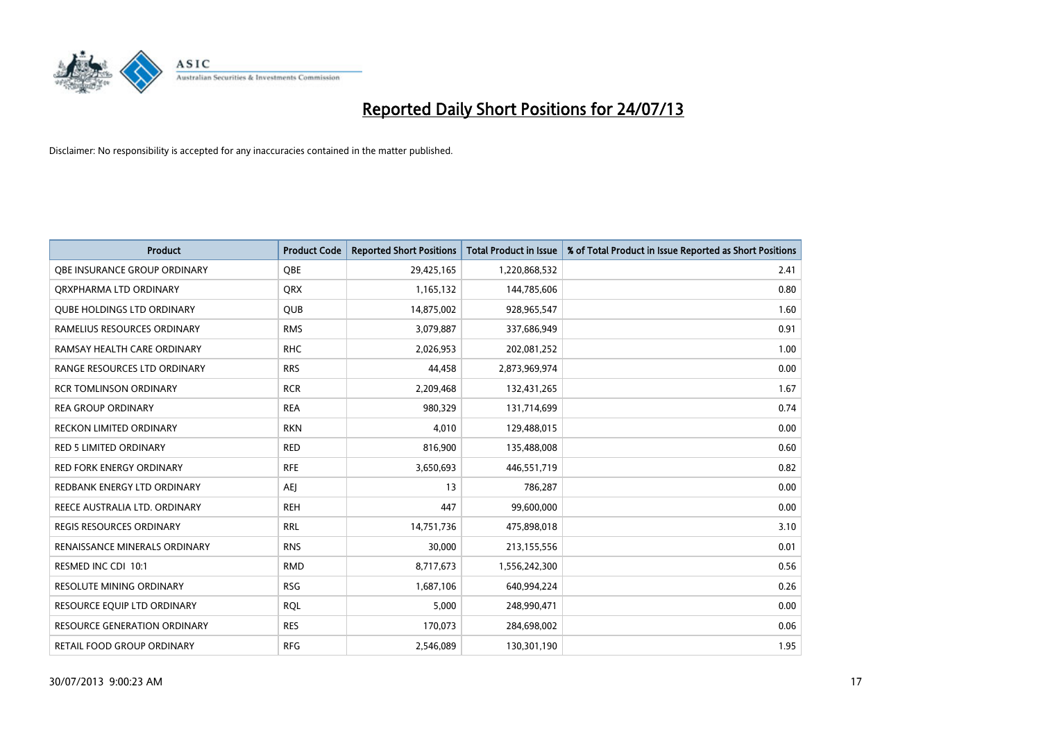# Reported Daily Short Positions for 24/07/13

Disclaimer: No responsibility is accepted for any inaccuracies contained in the matter published.

| Product | Product Code | Reported Short Positions | Total Product in Issue | % of Total Product in Issue Reported as Short Positions |
|---|---|---|---|---|
| QBE INSURANCE GROUP ORDINARY | QBE | 29,425,165 | 1,220,868,532 | 2.41 |
| QRXPHARMA LTD ORDINARY | QRX | 1,165,132 | 144,785,606 | 0.80 |
| QUBE HOLDINGS LTD ORDINARY | QUB | 14,875,002 | 928,965,547 | 1.60 |
| RAMELIUS RESOURCES ORDINARY | RMS | 3,079,887 | 337,686,949 | 0.91 |
| RAMSAY HEALTH CARE ORDINARY | RHC | 2,026,953 | 202,081,252 | 1.00 |
| RANGE RESOURCES LTD ORDINARY | RRS | 44,458 | 2,873,969,974 | 0.00 |
| RCR TOMLINSON ORDINARY | RCR | 2,209,468 | 132,431,265 | 1.67 |
| REA GROUP ORDINARY | REA | 980,329 | 131,714,699 | 0.74 |
| RECKON LIMITED ORDINARY | RKN | 4,010 | 129,488,015 | 0.00 |
| RED 5 LIMITED ORDINARY | RED | 816,900 | 135,488,008 | 0.60 |
| RED FORK ENERGY ORDINARY | RFE | 3,650,693 | 446,551,719 | 0.82 |
| REDBANK ENERGY LTD ORDINARY | AEJ | 13 | 786,287 | 0.00 |
| REECE AUSTRALIA LTD. ORDINARY | REH | 447 | 99,600,000 | 0.00 |
| REGIS RESOURCES ORDINARY | RRL | 14,751,736 | 475,898,018 | 3.10 |
| RENAISSANCE MINERALS ORDINARY | RNS | 30,000 | 213,155,556 | 0.01 |
| RESMED INC CDI 10:1 | RMD | 8,717,673 | 1,556,242,300 | 0.56 |
| RESOLUTE MINING ORDINARY | RSG | 1,687,106 | 640,994,224 | 0.26 |
| RESOURCE EQUIP LTD ORDINARY | RQL | 5,000 | 248,990,471 | 0.00 |
| RESOURCE GENERATION ORDINARY | RES | 170,073 | 284,698,002 | 0.06 |
| RETAIL FOOD GROUP ORDINARY | RFG | 2,546,089 | 130,301,190 | 1.95 |

30/07/2013 9:00:23 AM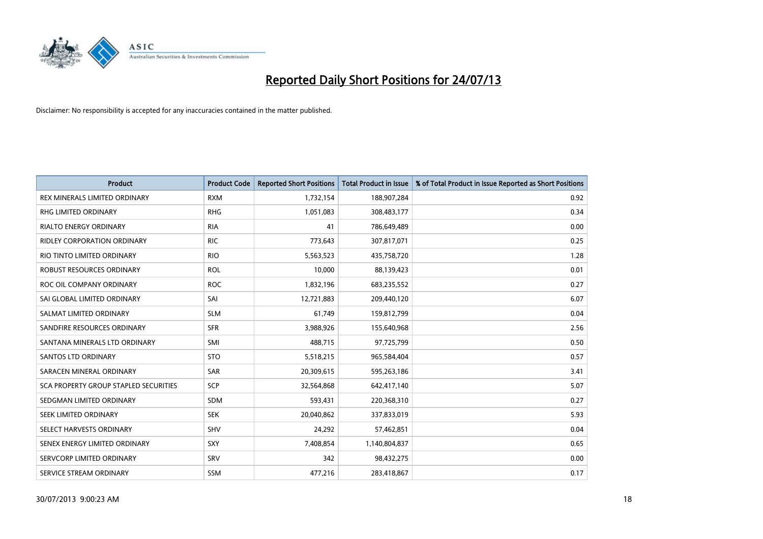# Reported Daily Short Positions for 24/07/13

Disclaimer: No responsibility is accepted for any inaccuracies contained in the matter published.

| Product | Product Code | Reported Short Positions | Total Product in Issue | % of Total Product in Issue Reported as Short Positions |
|---|---|---|---|---|
| REX MINERALS LIMITED ORDINARY | RXM | 1,732,154 | 188,907,284 | 0.92 |
| RHG LIMITED ORDINARY | RHG | 1,051,083 | 308,483,177 | 0.34 |
| RIALTO ENERGY ORDINARY | RIA | 41 | 786,649,489 | 0.00 |
| RIDLEY CORPORATION ORDINARY | RIC | 773,643 | 307,817,071 | 0.25 |
| RIO TINTO LIMITED ORDINARY | RIO | 5,563,523 | 435,758,720 | 1.28 |
| ROBUST RESOURCES ORDINARY | ROL | 10,000 | 88,139,423 | 0.01 |
| ROC OIL COMPANY ORDINARY | ROC | 1,832,196 | 683,235,552 | 0.27 |
| SAI GLOBAL LIMITED ORDINARY | SAI | 12,721,883 | 209,440,120 | 6.07 |
| SALMAT LIMITED ORDINARY | SLM | 61,749 | 159,812,799 | 0.04 |
| SANDFIRE RESOURCES ORDINARY | SFR | 3,988,926 | 155,640,968 | 2.56 |
| SANTANA MINERALS LTD ORDINARY | SMI | 488,715 | 97,725,799 | 0.50 |
| SANTOS LTD ORDINARY | STO | 5,518,215 | 965,584,404 | 0.57 |
| SARACEN MINERAL ORDINARY | SAR | 20,309,615 | 595,263,186 | 3.41 |
| SCA PROPERTY GROUP STAPLED SECURITIES | SCP | 32,564,868 | 642,417,140 | 5.07 |
| SEDGMAN LIMITED ORDINARY | SDM | 593,431 | 220,368,310 | 0.27 |
| SEEK LIMITED ORDINARY | SEK | 20,040,862 | 337,833,019 | 5.93 |
| SELECT HARVESTS ORDINARY | SHV | 24,292 | 57,462,851 | 0.04 |
| SENEX ENERGY LIMITED ORDINARY | SXY | 7,408,854 | 1,140,804,837 | 0.65 |
| SERVCORP LIMITED ORDINARY | SRV | 342 | 98,432,275 | 0.00 |
| SERVICE STREAM ORDINARY | SSM | 477,216 | 283,418,867 | 0.17 |

30/07/2013 9:00:23 AM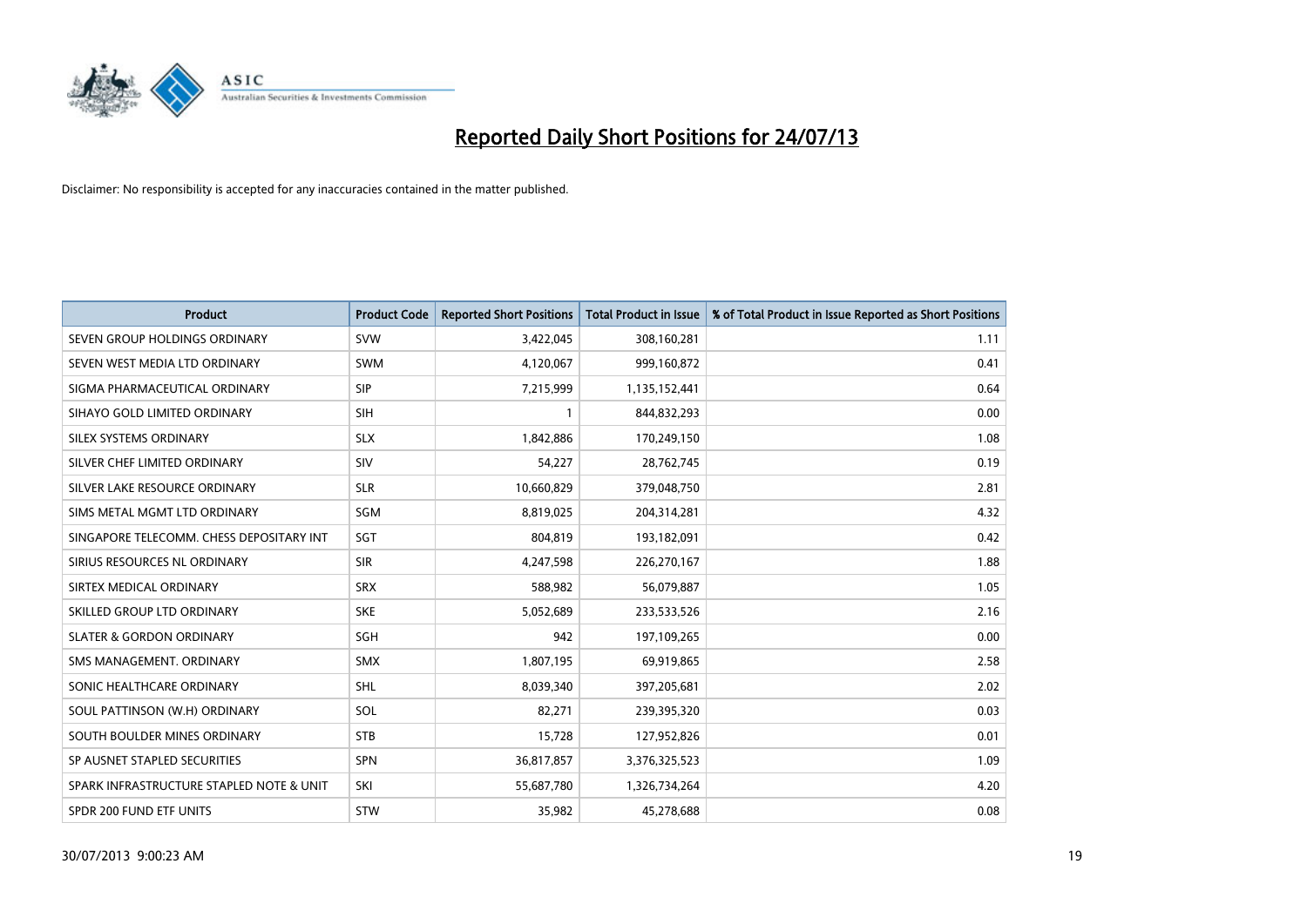# Reported Daily Short Positions for 24/07/13

Disclaimer: No responsibility is accepted for any inaccuracies contained in the matter published.

| Product | Product Code | Reported Short Positions | Total Product in Issue | % of Total Product in Issue Reported as Short Positions |
|---|---|---|---|---|
| SEVEN GROUP HOLDINGS ORDINARY | SVW | 3,422,045 | 308,160,281 | 1.11 |
| SEVEN WEST MEDIA LTD ORDINARY | SWM | 4,120,067 | 999,160,872 | 0.41 |
| SIGMA PHARMACEUTICAL ORDINARY | SIP | 7,215,999 | 1,135,152,441 | 0.64 |
| SIHAYO GOLD LIMITED ORDINARY | SIH | 1 | 844,832,293 | 0.00 |
| SILEX SYSTEMS ORDINARY | SLX | 1,842,886 | 170,249,150 | 1.08 |
| SILVER CHEF LIMITED ORDINARY | SIV | 54,227 | 28,762,745 | 0.19 |
| SILVER LAKE RESOURCE ORDINARY | SLR | 10,660,829 | 379,048,750 | 2.81 |
| SIMS METAL MGMT LTD ORDINARY | SGM | 8,819,025 | 204,314,281 | 4.32 |
| SINGAPORE TELECOMM. CHESS DEPOSITARY INT | SGT | 804,819 | 193,182,091 | 0.42 |
| SIRIUS RESOURCES NL ORDINARY | SIR | 4,247,598 | 226,270,167 | 1.88 |
| SIRTEX MEDICAL ORDINARY | SRX | 588,982 | 56,079,887 | 1.05 |
| SKILLED GROUP LTD ORDINARY | SKE | 5,052,689 | 233,533,526 | 2.16 |
| SLATER & GORDON ORDINARY | SGH | 942 | 197,109,265 | 0.00 |
| SMS MANAGEMENT. ORDINARY | SMX | 1,807,195 | 69,919,865 | 2.58 |
| SONIC HEALTHCARE ORDINARY | SHL | 8,039,340 | 397,205,681 | 2.02 |
| SOUL PATTINSON (W.H) ORDINARY | SOL | 82,271 | 239,395,320 | 0.03 |
| SOUTH BOULDER MINES ORDINARY | STB | 15,728 | 127,952,826 | 0.01 |
| SP AUSNET STAPLED SECURITIES | SPN | 36,817,857 | 3,376,325,523 | 1.09 |
| SPARK INFRASTRUCTURE STAPLED NOTE & UNIT | SKI | 55,687,780 | 1,326,734,264 | 4.20 |
| SPDR 200 FUND ETF UNITS | STW | 35,982 | 45,278,688 | 0.08 |

30/07/2013 9:00:23 AM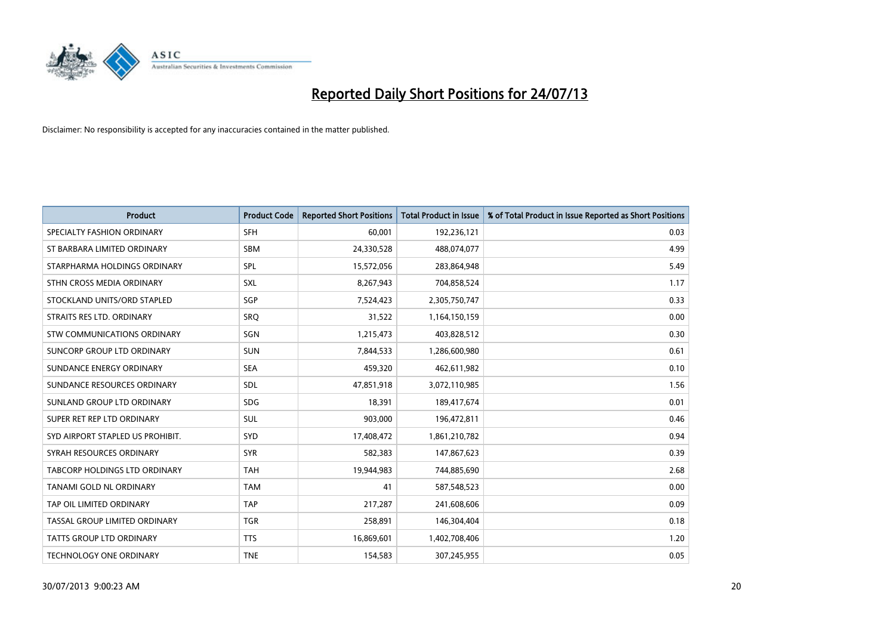# Reported Daily Short Positions for 24/07/13

Disclaimer: No responsibility is accepted for any inaccuracies contained in the matter published.

| Product | Product Code | Reported Short Positions | Total Product in Issue | % of Total Product in Issue Reported as Short Positions |
|---|---|---|---|---|
| SPECIALTY FASHION ORDINARY | SFH | 60,001 | 192,236,121 | 0.03 |
| ST BARBARA LIMITED ORDINARY | SBM | 24,330,528 | 488,074,077 | 4.99 |
| STARPHARMA HOLDINGS ORDINARY | SPL | 15,572,056 | 283,864,948 | 5.49 |
| STHN CROSS MEDIA ORDINARY | SXL | 8,267,943 | 704,858,524 | 1.17 |
| STOCKLAND UNITS/ORD STAPLED | SGP | 7,524,423 | 2,305,750,747 | 0.33 |
| STRAITS RES LTD. ORDINARY | SRQ | 31,522 | 1,164,150,159 | 0.00 |
| STW COMMUNICATIONS ORDINARY | SGN | 1,215,473 | 403,828,512 | 0.30 |
| SUNCORP GROUP LTD ORDINARY | SUN | 7,844,533 | 1,286,600,980 | 0.61 |
| SUNDANCE ENERGY ORDINARY | SEA | 459,320 | 462,611,982 | 0.10 |
| SUNDANCE RESOURCES ORDINARY | SDL | 47,851,918 | 3,072,110,985 | 1.56 |
| SUNLAND GROUP LTD ORDINARY | SDG | 18,391 | 189,417,674 | 0.01 |
| SUPER RET REP LTD ORDINARY | SUL | 903,000 | 196,472,811 | 0.46 |
| SYD AIRPORT STAPLED US PROHIBIT. | SYD | 17,408,472 | 1,861,210,782 | 0.94 |
| SYRAH RESOURCES ORDINARY | SYR | 582,383 | 147,867,623 | 0.39 |
| TABCORP HOLDINGS LTD ORDINARY | TAH | 19,944,983 | 744,885,690 | 2.68 |
| TANAMI GOLD NL ORDINARY | TAM | 41 | 587,548,523 | 0.00 |
| TAP OIL LIMITED ORDINARY | TAP | 217,287 | 241,608,606 | 0.09 |
| TASSAL GROUP LIMITED ORDINARY | TGR | 258,891 | 146,304,404 | 0.18 |
| TATTS GROUP LTD ORDINARY | TTS | 16,869,601 | 1,402,708,406 | 1.20 |
| TECHNOLOGY ONE ORDINARY | TNE | 154,583 | 307,245,955 | 0.05 |

30/07/2013 9:00:23 AM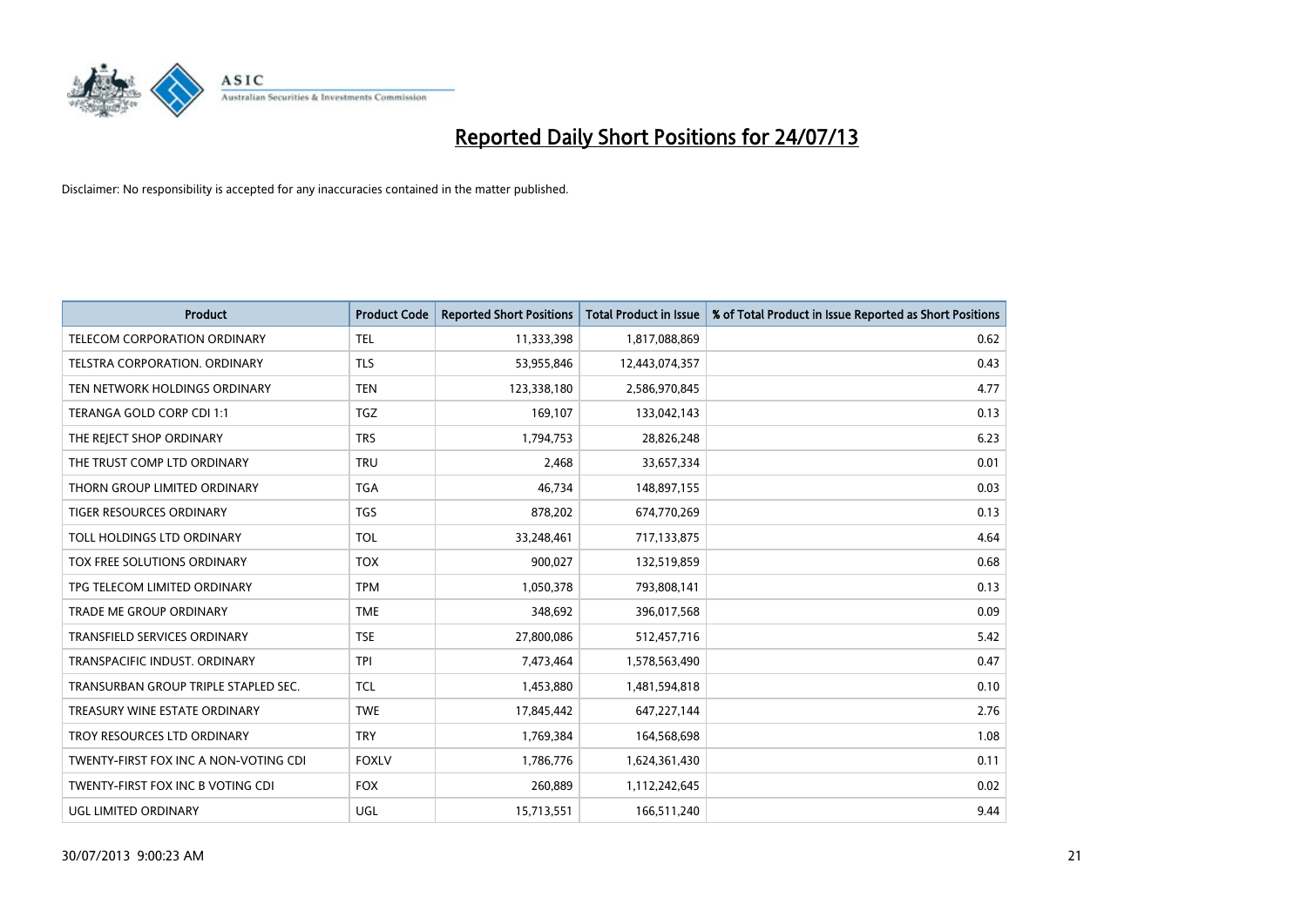# Reported Daily Short Positions for 24/07/13

Disclaimer: No responsibility is accepted for any inaccuracies contained in the matter published.

| Product | Product Code | Reported Short Positions | Total Product in Issue | % of Total Product in Issue Reported as Short Positions |
|---|---|---|---|---|
| TELECOM CORPORATION ORDINARY | TEL | 11,333,398 | 1,817,088,869 | 0.62 |
| TELSTRA CORPORATION. ORDINARY | TLS | 53,955,846 | 12,443,074,357 | 0.43 |
| TEN NETWORK HOLDINGS ORDINARY | TEN | 123,338,180 | 2,586,970,845 | 4.77 |
| TERANGA GOLD CORP CDI 1:1 | TGZ | 169,107 | 133,042,143 | 0.13 |
| THE REJECT SHOP ORDINARY | TRS | 1,794,753 | 28,826,248 | 6.23 |
| THE TRUST COMP LTD ORDINARY | TRU | 2,468 | 33,657,334 | 0.01 |
| THORN GROUP LIMITED ORDINARY | TGA | 46,734 | 148,897,155 | 0.03 |
| TIGER RESOURCES ORDINARY | TGS | 878,202 | 674,770,269 | 0.13 |
| TOLL HOLDINGS LTD ORDINARY | TOL | 33,248,461 | 717,133,875 | 4.64 |
| TOX FREE SOLUTIONS ORDINARY | TOX | 900,027 | 132,519,859 | 0.68 |
| TPG TELECOM LIMITED ORDINARY | TPM | 1,050,378 | 793,808,141 | 0.13 |
| TRADE ME GROUP ORDINARY | TME | 348,692 | 396,017,568 | 0.09 |
| TRANSFIELD SERVICES ORDINARY | TSE | 27,800,086 | 512,457,716 | 5.42 |
| TRANSPACIFIC INDUST. ORDINARY | TPI | 7,473,464 | 1,578,563,490 | 0.47 |
| TRANSURBAN GROUP TRIPLE STAPLED SEC. | TCL | 1,453,880 | 1,481,594,818 | 0.10 |
| TREASURY WINE ESTATE ORDINARY | TWE | 17,845,442 | 647,227,144 | 2.76 |
| TROY RESOURCES LTD ORDINARY | TRY | 1,769,384 | 164,568,698 | 1.08 |
| TWENTY-FIRST FOX INC A NON-VOTING CDI | FOXLV | 1,786,776 | 1,624,361,430 | 0.11 |
| TWENTY-FIRST FOX INC B VOTING CDI | FOX | 260,889 | 1,112,242,645 | 0.02 |
| UGL LIMITED ORDINARY | UGL | 15,713,551 | 166,511,240 | 9.44 |

30/07/2013 9:00:23 AM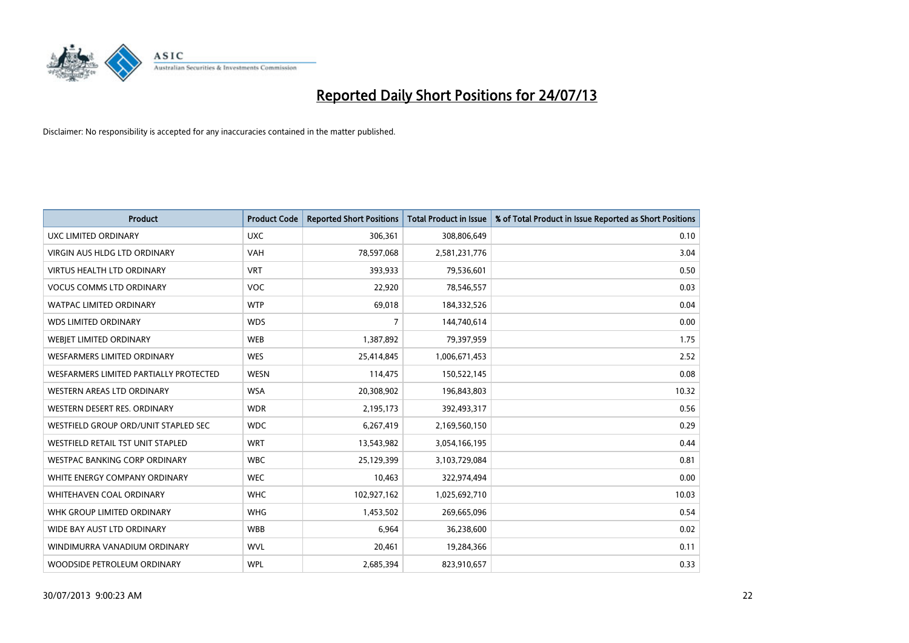# Reported Daily Short Positions for 24/07/13

Disclaimer: No responsibility is accepted for any inaccuracies contained in the matter published.

| Product | Product Code | Reported Short Positions | Total Product in Issue | % of Total Product in Issue Reported as Short Positions |
|---|---|---|---|---|
| UXC LIMITED ORDINARY | UXC | 306,361 | 308,806,649 | 0.10 |
| VIRGIN AUS HLDG LTD ORDINARY | VAH | 78,597,068 | 2,581,231,776 | 3.04 |
| VIRTUS HEALTH LTD ORDINARY | VRT | 393,933 | 79,536,601 | 0.50 |
| VOCUS COMMS LTD ORDINARY | VOC | 22,920 | 78,546,557 | 0.03 |
| WATPAC LIMITED ORDINARY | WTP | 69,018 | 184,332,526 | 0.04 |
| WDS LIMITED ORDINARY | WDS | 7 | 144,740,614 | 0.00 |
| WEBJET LIMITED ORDINARY | WEB | 1,387,892 | 79,397,959 | 1.75 |
| WESFARMERS LIMITED ORDINARY | WES | 25,414,845 | 1,006,671,453 | 2.52 |
| WESFARMERS LIMITED PARTIALLY PROTECTED | WESN | 114,475 | 150,522,145 | 0.08 |
| WESTERN AREAS LTD ORDINARY | WSA | 20,308,902 | 196,843,803 | 10.32 |
| WESTERN DESERT RES. ORDINARY | WDR | 2,195,173 | 392,493,317 | 0.56 |
| WESTFIELD GROUP ORD/UNIT STAPLED SEC | WDC | 6,267,419 | 2,169,560,150 | 0.29 |
| WESTFIELD RETAIL TST UNIT STAPLED | WRT | 13,543,982 | 3,054,166,195 | 0.44 |
| WESTPAC BANKING CORP ORDINARY | WBC | 25,129,399 | 3,103,729,084 | 0.81 |
| WHITE ENERGY COMPANY ORDINARY | WEC | 10,463 | 322,974,494 | 0.00 |
| WHITEHAVEN COAL ORDINARY | WHC | 102,927,162 | 1,025,692,710 | 10.03 |
| WHK GROUP LIMITED ORDINARY | WHG | 1,453,502 | 269,665,096 | 0.54 |
| WIDE BAY AUST LTD ORDINARY | WBB | 6,964 | 36,238,600 | 0.02 |
| WINDIMURRA VANADIUM ORDINARY | WVL | 20,461 | 19,284,366 | 0.11 |
| WOODSIDE PETROLEUM ORDINARY | WPL | 2,685,394 | 823,910,657 | 0.33 |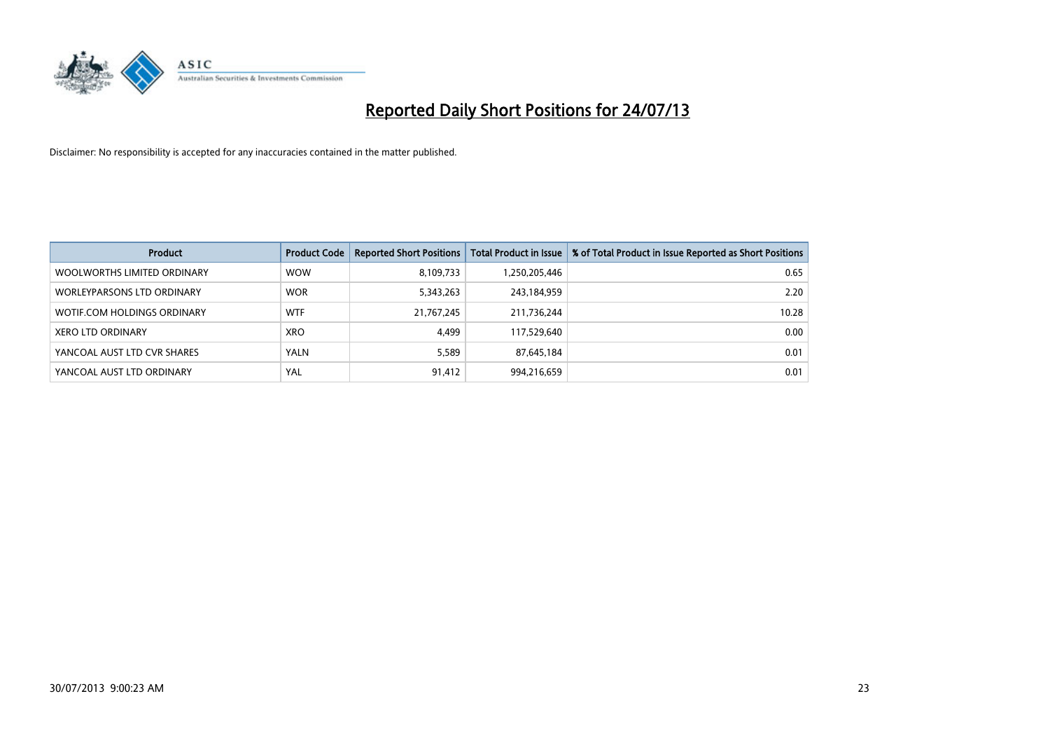# Reported Daily Short Positions for 24/07/13

Disclaimer: No responsibility is accepted for any inaccuracies contained in the matter published.

| Product | Product Code | Reported Short Positions | Total Product in Issue | % of Total Product in Issue Reported as Short Positions |
|---|---|---|---|---|
| WOOLWORTHS LIMITED ORDINARY | WOW | 8,109,733 | 1,250,205,446 | 0.65 |
| WORLEYPARSONS LTD ORDINARY | WOR | 5,343,263 | 243,184,959 | 2.20 |
| WOTIF.COM HOLDINGS ORDINARY | WTF | 21,767,245 | 211,736,244 | 10.28 |
| XERO LTD ORDINARY | XRO | 4,499 | 117,529,640 | 0.00 |
| YANCOAL AUST LTD CVR SHARES | YALN | 5,589 | 87,645,184 | 0.01 |
| YANCOAL AUST LTD ORDINARY | YAL | 91,412 | 994,216,659 | 0.01 |

30/07/2013 9:00:23 AM